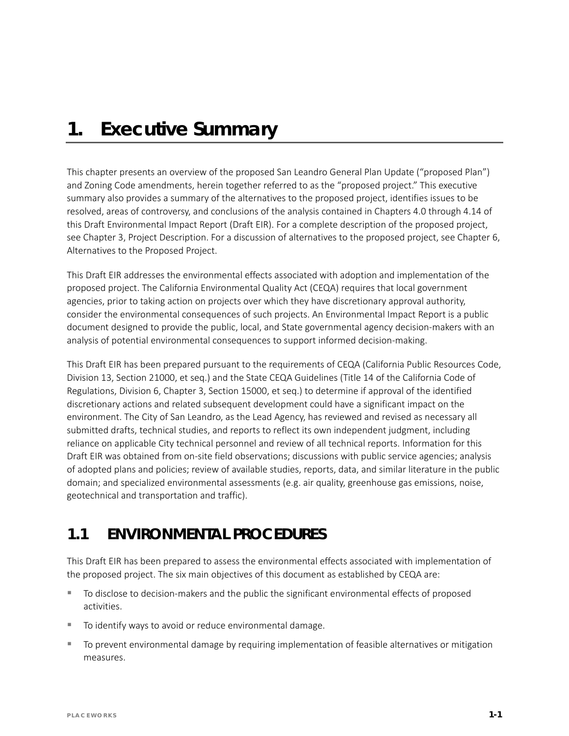# 1. Executive Summary

This chapter presents an overview of the proposed San Leandro General Plan Update ("proposed Plan") and Zoning Code amendments, herein together referred to as the "proposed project." This executive summary also provides a summary of the alternatives to the proposed project, identifies issues to be resolved, areas of controversy, and conclusions of the analysis contained in Chapters 4.0 through 4.14 of this Draft Environmental Impact Report (Draft EIR). For a complete description of the proposed project, see Chapter 3, Project Description. For a discussion of alternatives to the proposed project, see Chapter 6, Alternatives to the Proposed Project.

This Draft EIR addresses the environmental effects associated with adoption and implementation of the proposed project. The California Environmental Quality Act (CEQA) requires that local government agencies, prior to taking action on projects over which they have discretionary approval authority, consider the environmental consequences of such projects. An Environmental Impact Report is a public document designed to provide the public, local, and State governmental agency decision-makers with an analysis of potential environmental consequences to support informed decision-making.

This Draft EIR has been prepared pursuant to the requirements of CEQA (California Public Resources Code, Division 13, Section 21000, et seq.) and the State CEQA Guidelines (Title 14 of the California Code of Regulations, Division 6, Chapter 3, Section 15000, et seq.) to determine if approval of the identified discretionary actions and related subsequent development could have a significant impact on the environment. The City of San Leandro, as the Lead Agency, has reviewed and revised as necessary all submitted drafts, technical studies, and reports to reflect its own independent judgment, including reliance on applicable City technical personnel and review of all technical reports. Information for this Draft EIR was obtained from on-site field observations; discussions with public service agencies; analysis of adopted plans and policies; review of available studies, reports, data, and similar literature in the public domain; and specialized environmental assessments (e.g. air quality, greenhouse gas emissions, noise, geotechnical and transportation and traffic).

## 1.1 ENVIRONMENTAL PROCEDURES

This Draft EIR has been prepared to assess the environmental effects associated with implementation of the proposed project. The six main objectives of this document as established by CEQA are:

- To disclose to decision-makers and the public the significant environmental effects of proposed activities.
- To identify ways to avoid or reduce environmental damage.
- To prevent environmental damage by requiring implementation of feasible alternatives or mitigation measures.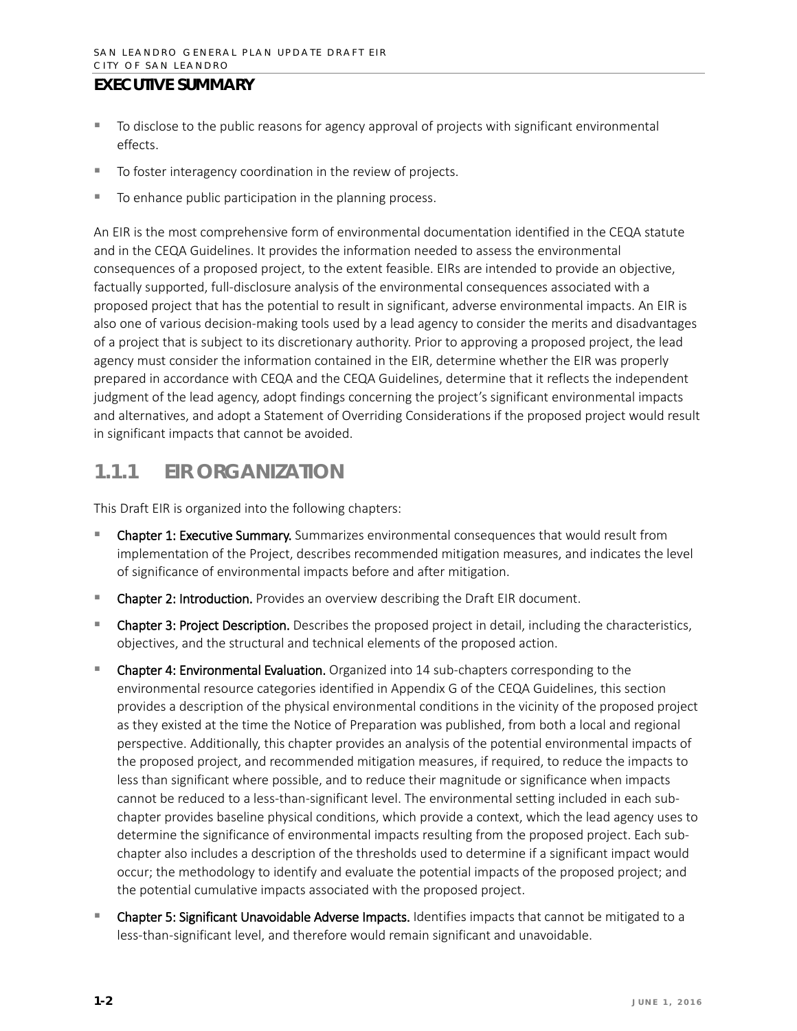- To disclose to the public reasons for agency approval of projects with significant environmental effects.
- To foster interagency coordination in the review of projects.
- To enhance public participation in the planning process.

An EIR is the most comprehensive form of environmental documentation identified in the CEQA statute and in the CEQA Guidelines. It provides the information needed to assess the environmental consequences of a proposed project, to the extent feasible. EIRs are intended to provide an objective, factually supported, full-disclosure analysis of the environmental consequences associated with a proposed project that has the potential to result in significant, adverse environmental impacts. An EIR is also one of various decision-making tools used by a lead agency to consider the merits and disadvantages of a project that is subject to its discretionary authority. Prior to approving a proposed project, the lead agency must consider the information contained in the EIR, determine whether the EIR was properly prepared in accordance with CEQA and the CEQA Guidelines, determine that it reflects the independent judgment of the lead agency, adopt findings concerning the project's significant environmental impacts and alternatives, and adopt a Statement of Overriding Considerations if the proposed project would result in significant impacts that cannot be avoided.

## 1.1.1 EIR ORGANIZATION

This Draft EIR is organized into the following chapters:

- **Chapter 1: Executive Summary.** Summarizes environmental consequences that would result from implementation of the Project, describes recommended mitigation measures, and indicates the level of significance of environmental impacts before and after mitigation.
- **Chapter 2: Introduction.** Provides an overview describing the Draft EIR document.
- **Chapter 3: Project Description.** Describes the proposed project in detail, including the characteristics, objectives, and the structural and technical elements of the proposed action.
- **Chapter 4: Environmental Evaluation.** Organized into 14 sub-chapters corresponding to the environmental resource categories identified in Appendix G of the CEQA Guidelines, this section provides a description of the physical environmental conditions in the vicinity of the proposed project as they existed at the time the Notice of Preparation was published, from both a local and regional perspective. Additionally, this chapter provides an analysis of the potential environmental impacts of the proposed project, and recommended mitigation measures, if required, to reduce the impacts to less than significant where possible, and to reduce their magnitude or significance when impacts cannot be reduced to a less-than-significant level. The environmental setting included in each sub-chapter provides baseline physical conditions, which provide a context, which the lead agency uses to determine the significance of environmental impacts resulting from the proposed project. Each sub-chapter also includes a description of the thresholds used to determine if a significant impact would occur; the methodology to identify and evaluate the potential impacts of the proposed project; and the potential cumulative impacts associated with the proposed project.
- **Chapter 5: Significant Unavoidable Adverse Impacts.** Identifies impacts that cannot be mitigated to a less-than-significant level, and therefore would remain significant and unavoidable.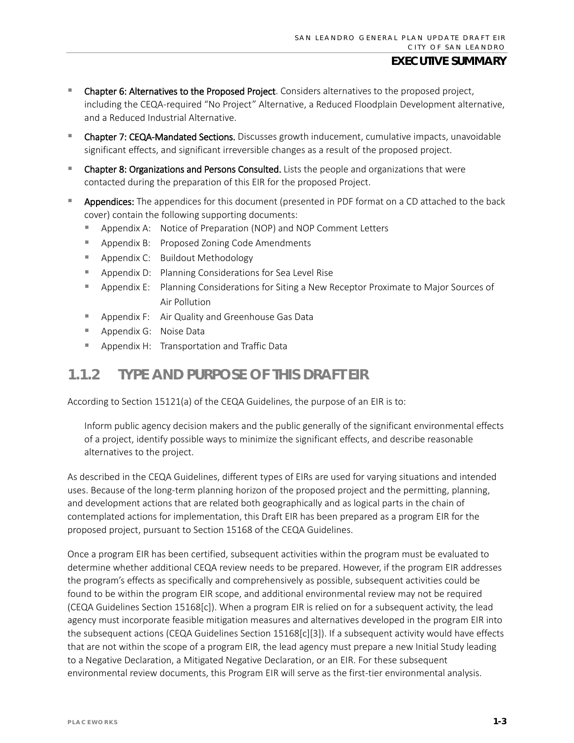- **Chapter 6: Alternatives to the Proposed Project**. Considers alternatives to the proposed project, including the CEQA-required "No Project" Alternative, a Reduced Floodplain Development alternative, and a Reduced Industrial Alternative.
- **Chapter 7: CEQA-Mandated Sections.** Discusses growth inducement, cumulative impacts, unavoidable significant effects, and significant irreversible changes as a result of the proposed project.
- **Chapter 8: Organizations and Persons Consulted.** Lists the people and organizations that were contacted during the preparation of this EIR for the proposed Project.
- **Appendices:** The appendices for this document (presented in PDF format on a CD attached to the back cover) contain the following supporting documents:
  - Appendix A: Notice of Preparation (NOP) and NOP Comment Letters
  - Appendix B: Proposed Zoning Code Amendments
  - Appendix C: Buildout Methodology
  - Appendix D: Planning Considerations for Sea Level Rise
  - Appendix E: Planning Considerations for Siting a New Receptor Proximate to Major Sources of Air Pollution
  - Appendix F: Air Quality and Greenhouse Gas Data
  - Appendix G: Noise Data
  - Appendix H: Transportation and Traffic Data

## 1.1.2 TYPE AND PURPOSE OF THIS DRAFT EIR

According to Section 15121(a) of the CEQA Guidelines, the purpose of an EIR is to:

> Inform public agency decision makers and the public generally of the significant environmental effects of a project, identify possible ways to minimize the significant effects, and describe reasonable alternatives to the project.

As described in the CEQA Guidelines, different types of EIRs are used for varying situations and intended uses. Because of the long-term planning horizon of the proposed project and the permitting, planning, and development actions that are related both geographically and as logical parts in the chain of contemplated actions for implementation, this Draft EIR has been prepared as a program EIR for the proposed project, pursuant to Section 15168 of the CEQA Guidelines.

Once a program EIR has been certified, subsequent activities within the program must be evaluated to determine whether additional CEQA review needs to be prepared. However, if the program EIR addresses the program's effects as specifically and comprehensively as possible, subsequent activities could be found to be within the program EIR scope, and additional environmental review may not be required (CEQA Guidelines Section 15168[c]). When a program EIR is relied on for a subsequent activity, the lead agency must incorporate feasible mitigation measures and alternatives developed in the program EIR into the subsequent actions (CEQA Guidelines Section 15168[c][3]). If a subsequent activity would have effects that are not within the scope of a program EIR, the lead agency must prepare a new Initial Study leading to a Negative Declaration, a Mitigated Negative Declaration, or an EIR. For these subsequent environmental review documents, this Program EIR will serve as the first-tier environmental analysis.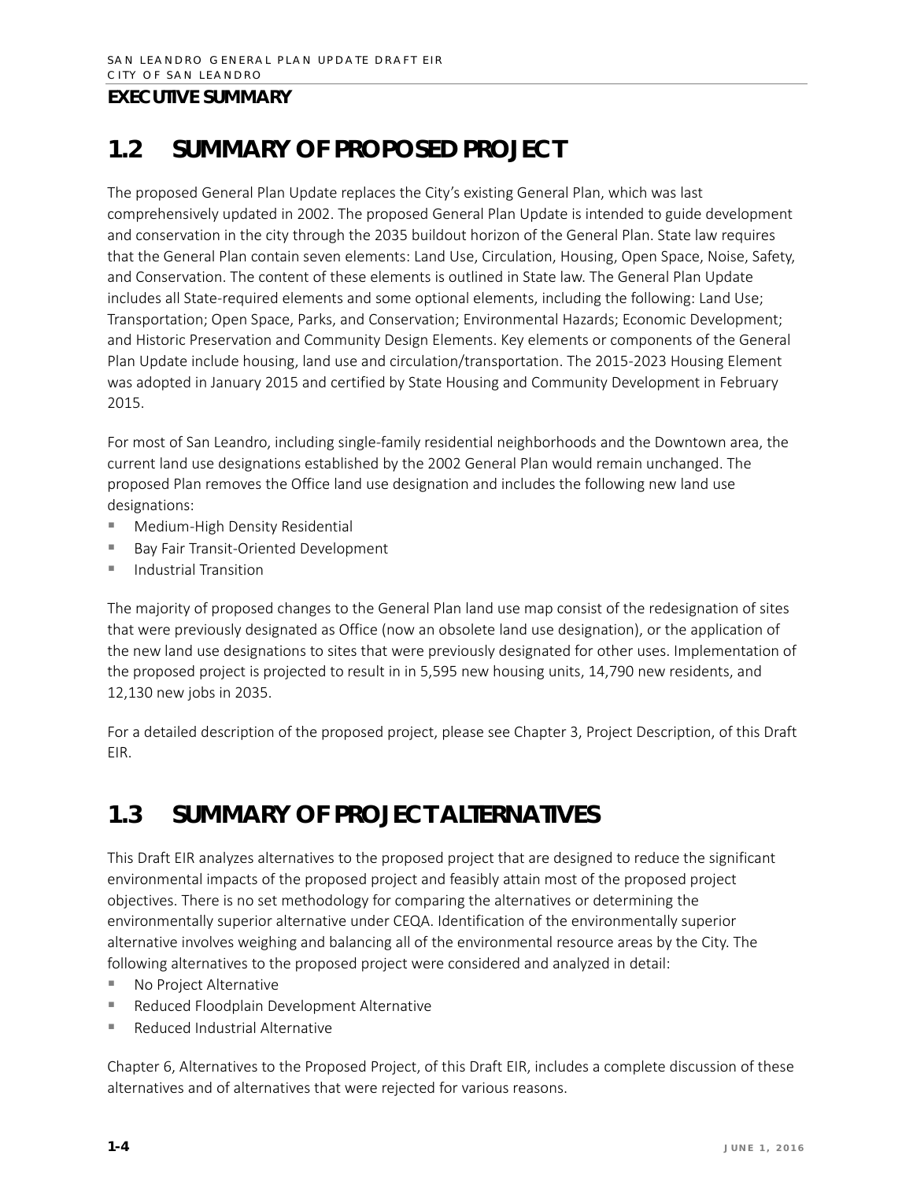## 1.2 SUMMARY OF PROPOSED PROJECT

The proposed General Plan Update replaces the City's existing General Plan, which was last comprehensively updated in 2002. The proposed General Plan Update is intended to guide development and conservation in the city through the 2035 buildout horizon of the General Plan. State law requires that the General Plan contain seven elements: Land Use, Circulation, Housing, Open Space, Noise, Safety, and Conservation. The content of these elements is outlined in State law. The General Plan Update includes all State-required elements and some optional elements, including the following: Land Use; Transportation; Open Space, Parks, and Conservation; Environmental Hazards; Economic Development; and Historic Preservation and Community Design Elements. Key elements or components of the General Plan Update include housing, land use and circulation/transportation. The 2015-2023 Housing Element was adopted in January 2015 and certified by State Housing and Community Development in February 2015.

For most of San Leandro, including single-family residential neighborhoods and the Downtown area, the current land use designations established by the 2002 General Plan would remain unchanged. The proposed Plan removes the Office land use designation and includes the following new land use designations:

- Medium-High Density Residential
- Bay Fair Transit-Oriented Development
- Industrial Transition

The majority of proposed changes to the General Plan land use map consist of the redesignation of sites that were previously designated as Office (now an obsolete land use designation), or the application of the new land use designations to sites that were previously designated for other uses. Implementation of the proposed project is projected to result in in 5,595 new housing units, 14,790 new residents, and 12,130 new jobs in 2035.

For a detailed description of the proposed project, please see Chapter 3, Project Description, of this Draft EIR.

## 1.3 SUMMARY OF PROJECT ALTERNATIVES

This Draft EIR analyzes alternatives to the proposed project that are designed to reduce the significant environmental impacts of the proposed project and feasibly attain most of the proposed project objectives. There is no set methodology for comparing the alternatives or determining the environmentally superior alternative under CEQA. Identification of the environmentally superior alternative involves weighing and balancing all of the environmental resource areas by the City. The following alternatives to the proposed project were considered and analyzed in detail:

- No Project Alternative
- Reduced Floodplain Development Alternative
- Reduced Industrial Alternative

Chapter 6, Alternatives to the Proposed Project, of this Draft EIR, includes a complete discussion of these alternatives and of alternatives that were rejected for various reasons.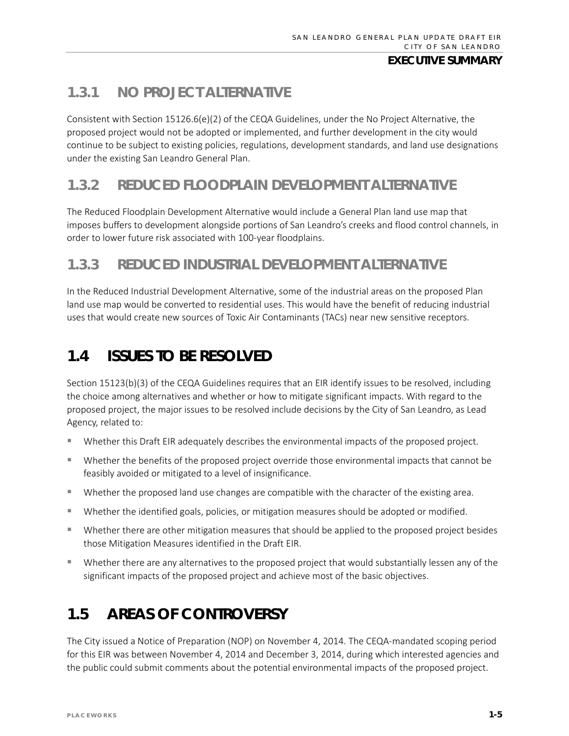### 1.3.1 NO PROJECT ALTERNATIVE

Consistent with Section 15126.6(e)(2) of the CEQA Guidelines, under the No Project Alternative, the proposed project would not be adopted or implemented, and further development in the city would continue to be subject to existing policies, regulations, development standards, and land use designations under the existing San Leandro General Plan.

### 1.3.2 REDUCED FLOODPLAIN DEVELOPMENT ALTERNATIVE

The Reduced Floodplain Development Alternative would include a General Plan land use map that imposes buffers to development alongside portions of San Leandro's creeks and flood control channels, in order to lower future risk associated with 100-year floodplains.

### 1.3.3 REDUCED INDUSTRIAL DEVELOPMENT ALTERNATIVE

In the Reduced Industrial Development Alternative, some of the industrial areas on the proposed Plan land use map would be converted to residential uses. This would have the benefit of reducing industrial uses that would create new sources of Toxic Air Contaminants (TACs) near new sensitive receptors.

## 1.4 ISSUES TO BE RESOLVED

Section 15123(b)(3) of the CEQA Guidelines requires that an EIR identify issues to be resolved, including the choice among alternatives and whether or how to mitigate significant impacts. With regard to the proposed project, the major issues to be resolved include decisions by the City of San Leandro, as Lead Agency, related to:

- Whether this Draft EIR adequately describes the environmental impacts of the proposed project.
- Whether the benefits of the proposed project override those environmental impacts that cannot be feasibly avoided or mitigated to a level of insignificance.
- Whether the proposed land use changes are compatible with the character of the existing area.
- Whether the identified goals, policies, or mitigation measures should be adopted or modified.
- Whether there are other mitigation measures that should be applied to the proposed project besides those Mitigation Measures identified in the Draft EIR.
- Whether there are any alternatives to the proposed project that would substantially lessen any of the significant impacts of the proposed project and achieve most of the basic objectives.

## 1.5 AREAS OF CONTROVERSY

The City issued a Notice of Preparation (NOP) on November 4, 2014. The CEQA-mandated scoping period for this EIR was between November 4, 2014 and December 3, 2014, during which interested agencies and the public could submit comments about the potential environmental impacts of the proposed project.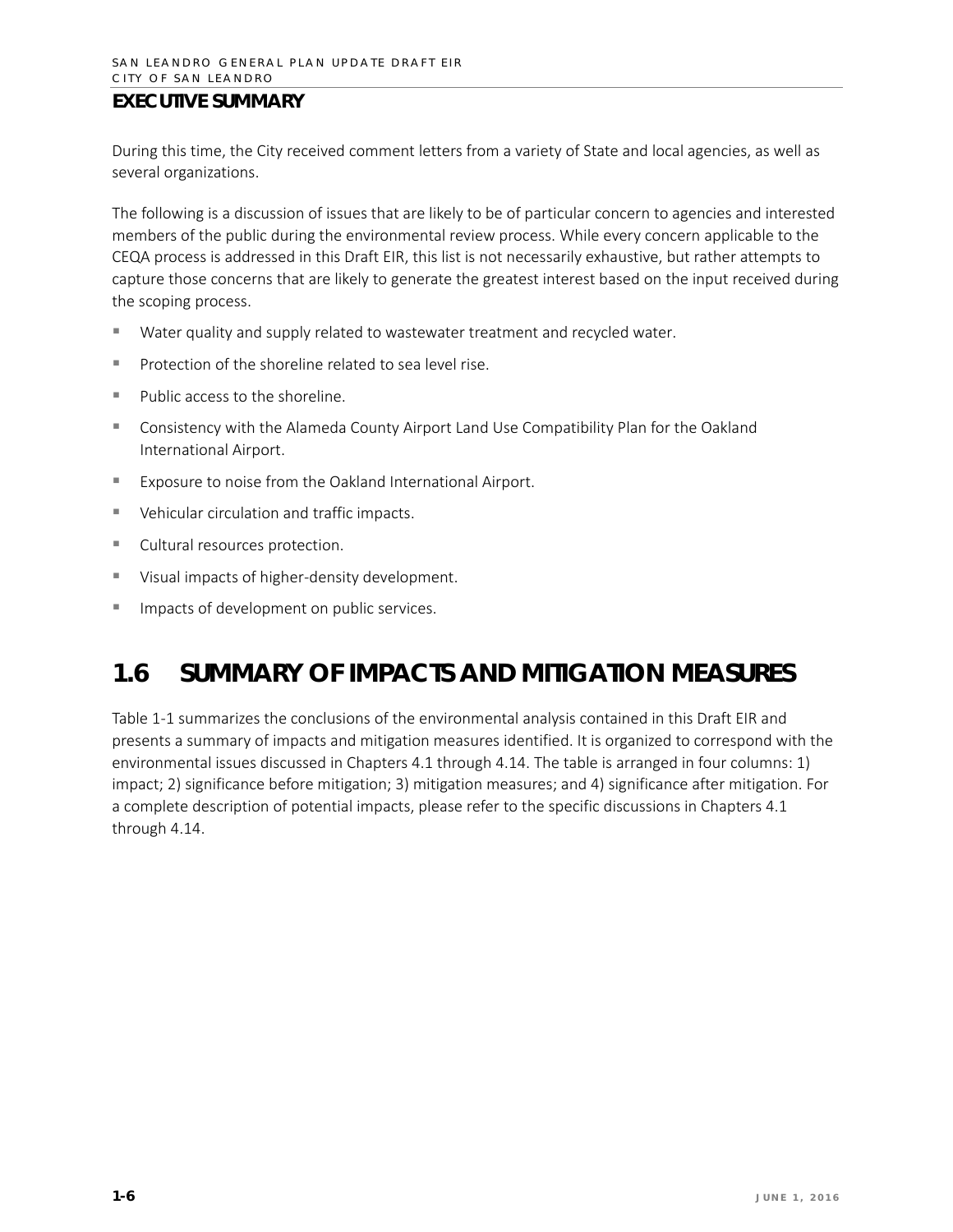During this time, the City received comment letters from a variety of State and local agencies, as well as several organizations.

The following is a discussion of issues that are likely to be of particular concern to agencies and interested members of the public during the environmental review process. While every concern applicable to the CEQA process is addressed in this Draft EIR, this list is not necessarily exhaustive, but rather attempts to capture those concerns that are likely to generate the greatest interest based on the input received during the scoping process.

- Water quality and supply related to wastewater treatment and recycled water.
- Protection of the shoreline related to sea level rise.
- Public access to the shoreline.
- Consistency with the Alameda County Airport Land Use Compatibility Plan for the Oakland International Airport.
- Exposure to noise from the Oakland International Airport.
- Vehicular circulation and traffic impacts.
- Cultural resources protection.
- Visual impacts of higher-density development.
- Impacts of development on public services.

## 1.6 SUMMARY OF IMPACTS AND MITIGATION MEASURES

Table 1-1 summarizes the conclusions of the environmental analysis contained in this Draft EIR and presents a summary of impacts and mitigation measures identified. It is organized to correspond with the environmental issues discussed in Chapters 4.1 through 4.14. The table is arranged in four columns: 1) impact; 2) significance before mitigation; 3) mitigation measures; and 4) significance after mitigation. For a complete description of potential impacts, please refer to the specific discussions in Chapters 4.1 through 4.14.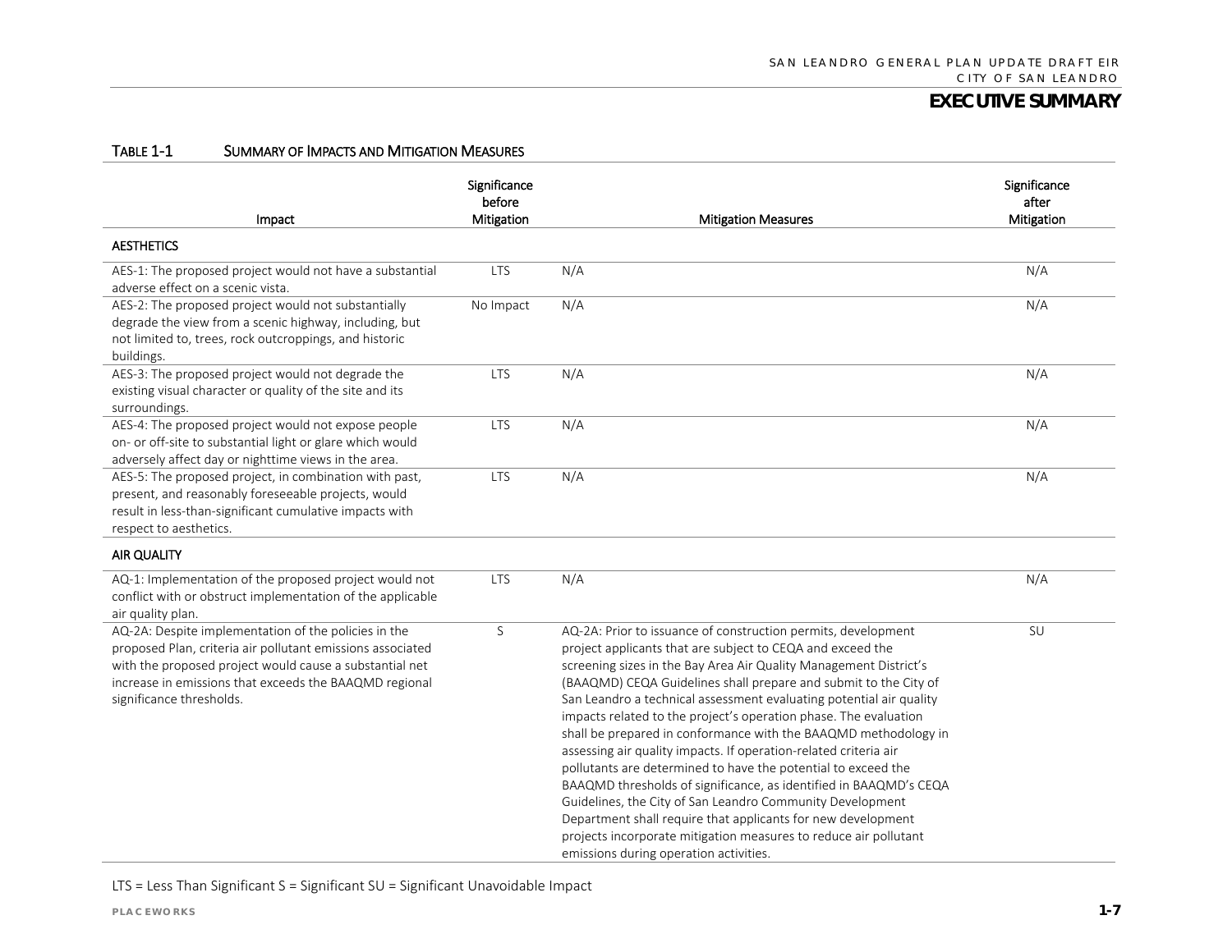TABLE 1-1 SUMMARY OF IMPACTS AND MITIGATION MEASURES

| Impact | Significance before Mitigation | Mitigation Measures | Significance after Mitigation |
|---|---|---|---|
| **AESTHETICS** | | | |
| AES-1: The proposed project would not have a substantial adverse effect on a scenic vista. | LTS | N/A | N/A |
| AES-2: The proposed project would not substantially degrade the view from a scenic highway, including, but not limited to, trees, rock outcroppings, and historic buildings. | No Impact | N/A | N/A |
| AES-3: The proposed project would not degrade the existing visual character or quality of the site and its surroundings. | LTS | N/A | N/A |
| AES-4: The proposed project would not expose people on- or off-site to substantial light or glare which would adversely affect day or nighttime views in the area. | LTS | N/A | N/A |
| AES-5: The proposed project, in combination with past, present, and reasonably foreseeable projects, would result in less-than-significant cumulative impacts with respect to aesthetics. | LTS | N/A | N/A |
| **AIR QUALITY** | | | |
| AQ-1: Implementation of the proposed project would not conflict with or obstruct implementation of the applicable air quality plan. | LTS | N/A | N/A |
| AQ-2A: Despite implementation of the policies in the proposed Plan, criteria air pollutant emissions associated with the proposed project would cause a substantial net increase in emissions that exceeds the BAAQMD regional significance thresholds. | S | AQ-2A: Prior to issuance of construction permits, development project applicants that are subject to CEQA and exceed the screening sizes in the Bay Area Air Quality Management District's (BAAQMD) CEQA Guidelines shall prepare and submit to the City of San Leandro a technical assessment evaluating potential air quality impacts related to the project's operation phase. The evaluation shall be prepared in conformance with the BAAQMD methodology in assessing air quality impacts. If operation-related criteria air pollutants are determined to have the potential to exceed the BAAQMD thresholds of significance, as identified in BAAQMD's CEQA Guidelines, the City of San Leandro Community Development Department shall require that applicants for new development projects incorporate mitigation measures to reduce air pollutant emissions during operation activities. | SU |

LTS = Less Than Significant S = Significant SU = Significant Unavoidable Impact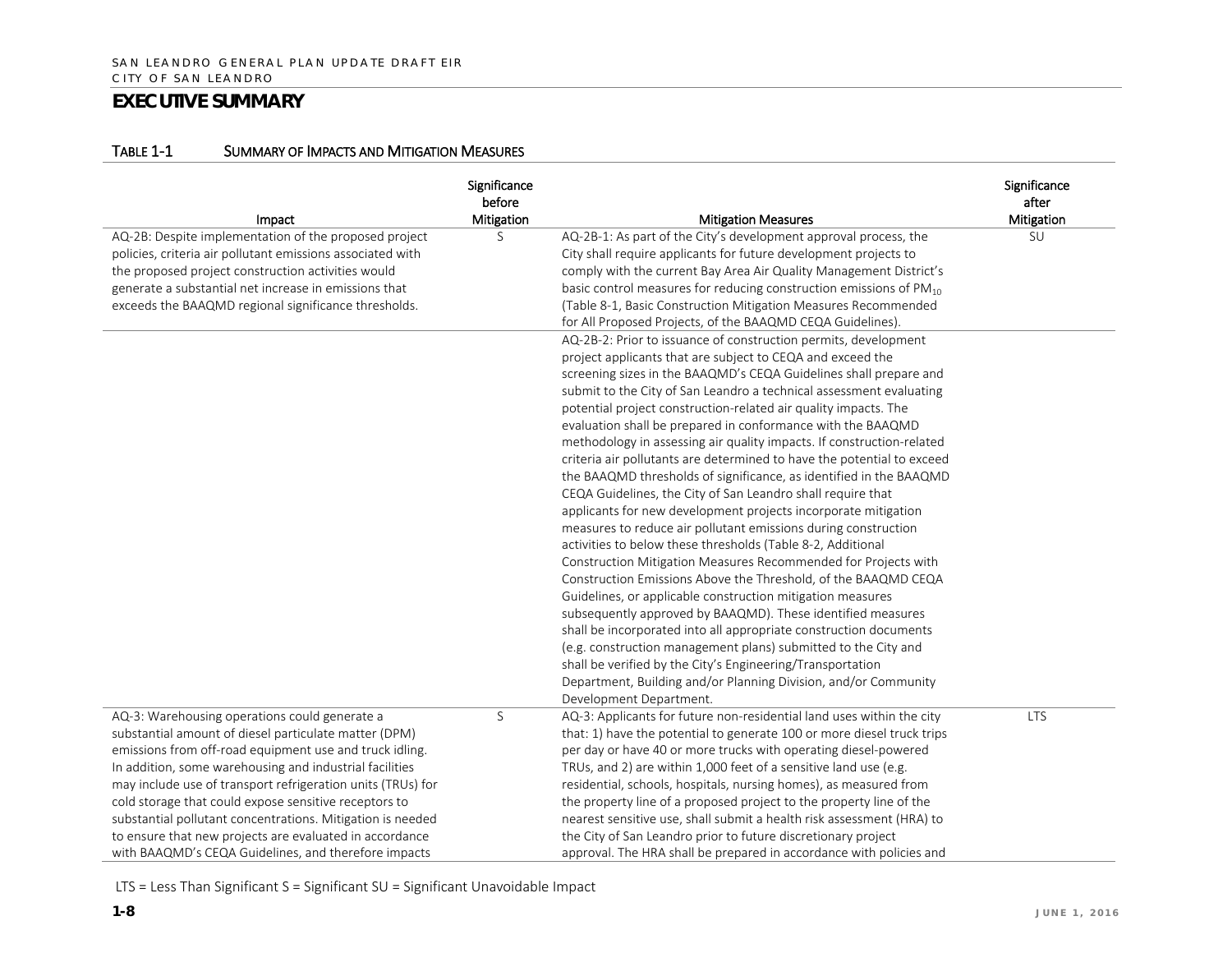# EXECUTIVE SUMMARY

TABLE 1-1 SUMMARY OF IMPACTS AND MITIGATION MEASURES

| Impact | Significance before Mitigation | Mitigation Measures | Significance after Mitigation |
|---|---|---|---|
| AQ-2B: Despite implementation of the proposed project policies, criteria air pollutant emissions associated with the proposed project construction activities would generate a substantial net increase in emissions that exceeds the BAAQMD regional significance thresholds. | S | AQ-2B-1: As part of the City's development approval process, the City shall require applicants for future development projects to comply with the current Bay Area Air Quality Management District's basic control measures for reducing construction emissions of $PM_{10}$ (Table 8-1, Basic Construction Mitigation Measures Recommended for All Proposed Projects, of the BAAQMD CEQA Guidelines). | SU |
| | | AQ-2B-2: Prior to issuance of construction permits, development project applicants that are subject to CEQA and exceed the screening sizes in the BAAQMD's CEQA Guidelines shall prepare and submit to the City of San Leandro a technical assessment evaluating potential project construction-related air quality impacts. The evaluation shall be prepared in conformance with the BAAQMD methodology in assessing air quality impacts. If construction-related criteria air pollutants are determined to have the potential to exceed the BAAQMD thresholds of significance, as identified in the BAAQMD CEQA Guidelines, the City of San Leandro shall require that applicants for new development projects incorporate mitigation measures to reduce air pollutant emissions during construction activities to below these thresholds (Table 8-2, Additional Construction Mitigation Measures Recommended for Projects with Construction Emissions Above the Threshold, of the BAAQMD CEQA Guidelines, or applicable construction mitigation measures subsequently approved by BAAQMD). These identified measures shall be incorporated into all appropriate construction documents (e.g. construction management plans) submitted to the City and shall be verified by the City's Engineering/Transportation Department, Building and/or Planning Division, and/or Community Development Department. | |
| AQ-3: Warehousing operations could generate a substantial amount of diesel particulate matter (DPM) emissions from off-road equipment use and truck idling. In addition, some warehousing and industrial facilities may include use of transport refrigeration units (TRUs) for cold storage that could expose sensitive receptors to substantial pollutant concentrations. Mitigation is needed to ensure that new projects are evaluated in accordance with BAAQMD's CEQA Guidelines, and therefore impacts | S | AQ-3: Applicants for future non-residential land uses within the city that: 1) have the potential to generate 100 or more diesel truck trips per day or have 40 or more trucks with operating diesel-powered TRUs, and 2) are within 1,000 feet of a sensitive land use (e.g. residential, schools, hospitals, nursing homes), as measured from the property line of a proposed project to the property line of the nearest sensitive use, shall submit a health risk assessment (HRA) to the City of San Leandro prior to future discretionary project approval. The HRA shall be prepared in accordance with policies and | LTS |

LTS = Less Than Significant S = Significant SU = Significant Unavoidable Impact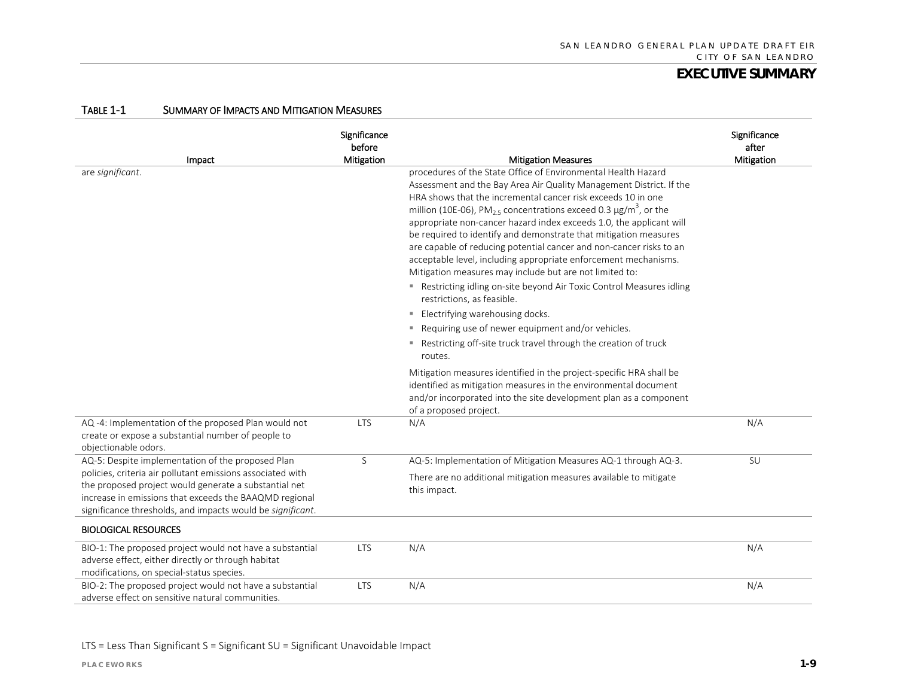TABLE 1-1 SUMMARY OF IMPACTS AND MITIGATION MEASURES

| Impact | Significance before Mitigation | Mitigation Measures | Significance after Mitigation |
|---|---|---|---|
| are *significant*. | | procedures of the State Office of Environmental Health Hazard Assessment and the Bay Area Air Quality Management District. If the HRA shows that the incremental cancer risk exceeds 10 in one million (10E-06), $PM_{2.5}$ concentrations exceed 0.3 $\mu g/m^3$, or the appropriate non-cancer hazard index exceeds 1.0, the applicant will be required to identify and demonstrate that mitigation measures are capable of reducing potential cancer and non-cancer risks to an acceptable level, including appropriate enforcement mechanisms. Mitigation measures may include but are not limited to:<br>▪ Restricting idling on-site beyond Air Toxic Control Measures idling restrictions, as feasible.<br>▪ Electrifying warehousing docks.<br>▪ Requiring use of newer equipment and/or vehicles.<br>▪ Restricting off-site truck travel through the creation of truck routes.<br>Mitigation measures identified in the project-specific HRA shall be identified as mitigation measures in the environmental document and/or incorporated into the site development plan as a component of a proposed project. | |
| AQ -4: Implementation of the proposed Plan would not create or expose a substantial number of people to objectionable odors. | LTS | N/A | N/A |
| AQ-5: Despite implementation of the proposed Plan policies, criteria air pollutant emissions associated with the proposed project would generate a substantial net increase in emissions that exceeds the BAAQMD regional significance thresholds, and impacts would be *significant*. | S | AQ-5: Implementation of Mitigation Measures AQ-1 through AQ-3.<br>There are no additional mitigation measures available to mitigate this impact. | SU |
| **BIOLOGICAL RESOURCES** | | | |
| BIO-1: The proposed project would not have a substantial adverse effect, either directly or through habitat modifications, on special-status species. | LTS | N/A | N/A |
| BIO-2: The proposed project would not have a substantial adverse effect on sensitive natural communities. | LTS | N/A | N/A |

LTS = Less Than Significant S = Significant SU = Significant Unavoidable Impact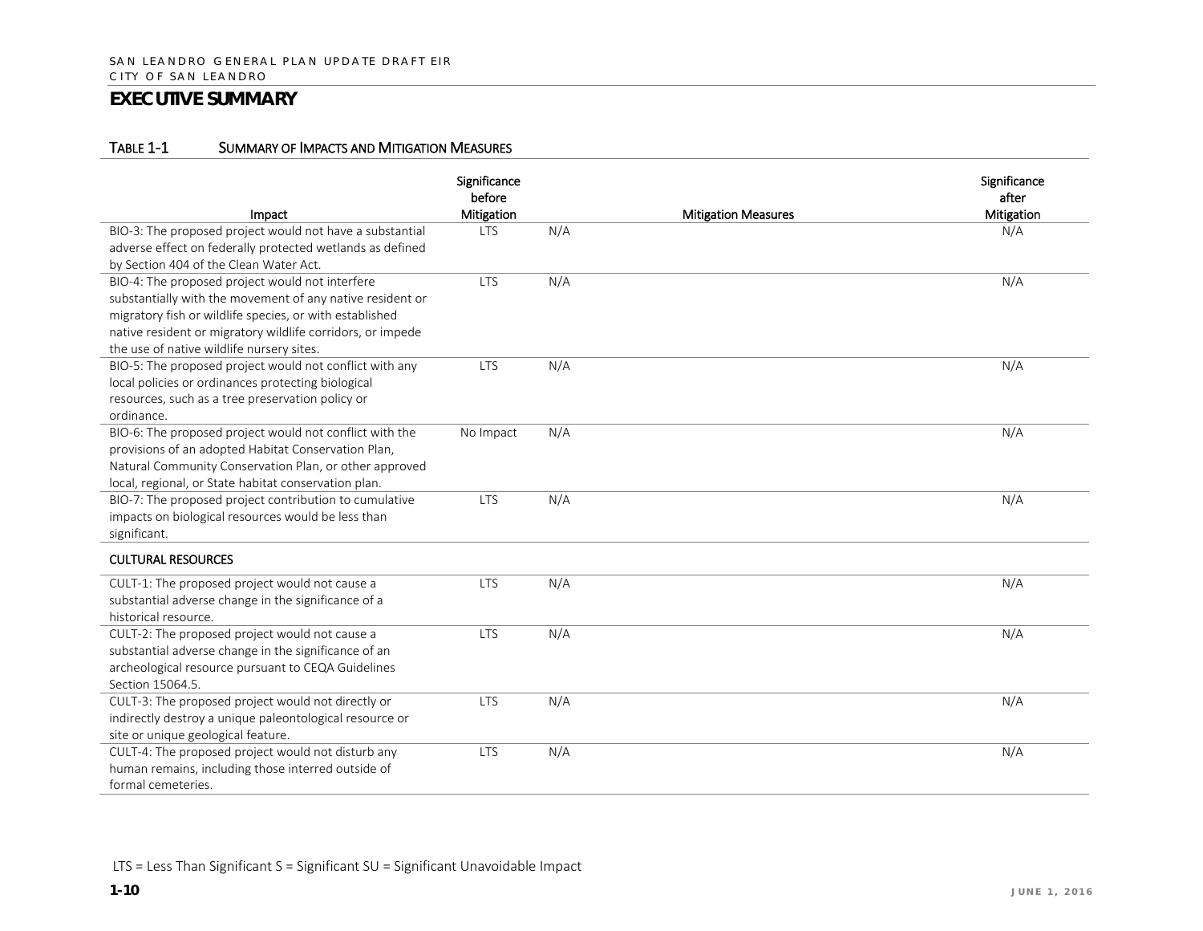## EXECUTIVE SUMMARY

TABLE 1-1 SUMMARY OF IMPACTS AND MITIGATION MEASURES

| Impact | Significance before Mitigation | Mitigation Measures | Significance after Mitigation |
|---|---|---|---|
| BIO-3: The proposed project would not have a substantial adverse effect on federally protected wetlands as defined by Section 404 of the Clean Water Act. | LTS | N/A | N/A |
| BIO-4: The proposed project would not interfere substantially with the movement of any native resident or migratory fish or wildlife species, or with established native resident or migratory wildlife corridors, or impede the use of native wildlife nursery sites. | LTS | N/A | N/A |
| BIO-5: The proposed project would not conflict with any local policies or ordinances protecting biological resources, such as a tree preservation policy or ordinance. | LTS | N/A | N/A |
| BIO-6: The proposed project would not conflict with the provisions of an adopted Habitat Conservation Plan, Natural Community Conservation Plan, or other approved local, regional, or State habitat conservation plan. | No Impact | N/A | N/A |
| BIO-7: The proposed project contribution to cumulative impacts on biological resources would be less than significant. | LTS | N/A | N/A |
| **CULTURAL RESOURCES** | | | |
| CULT-1: The proposed project would not cause a substantial adverse change in the significance of a historical resource. | LTS | N/A | N/A |
| CULT-2: The proposed project would not cause a substantial adverse change in the significance of an archeological resource pursuant to CEQA Guidelines Section 15064.5. | LTS | N/A | N/A |
| CULT-3: The proposed project would not directly or indirectly destroy a unique paleontological resource or site or unique geological feature. | LTS | N/A | N/A |
| CULT-4: The proposed project would not disturb any human remains, including those interred outside of formal cemeteries. | LTS | N/A | N/A |

LTS = Less Than Significant S = Significant SU = Significant Unavoidable Impact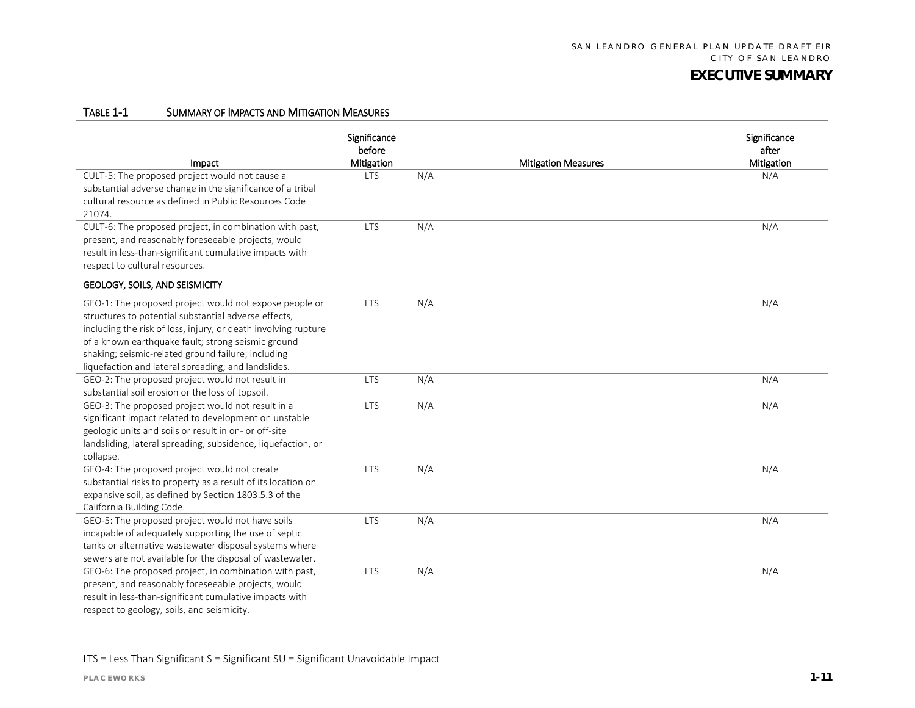# EXECUTIVE SUMMARY

TABLE 1-1 SUMMARY OF IMPACTS AND MITIGATION MEASURES

| Impact | Significance before Mitigation | Mitigation Measures | Significance after Mitigation |
|---|---|---|---|
| CULT-5: The proposed project would not cause a substantial adverse change in the significance of a tribal cultural resource as defined in Public Resources Code 21074. | LTS | N/A | N/A |
| CULT-6: The proposed project, in combination with past, present, and reasonably foreseeable projects, would result in less-than-significant cumulative impacts with respect to cultural resources. | LTS | N/A | N/A |
| **GEOLOGY, SOILS, AND SEISMICITY** | | | |
| GEO-1: The proposed project would not expose people or structures to potential substantial adverse effects, including the risk of loss, injury, or death involving rupture of a known earthquake fault; strong seismic ground shaking; seismic-related ground failure; including liquefaction and lateral spreading; and landslides. | LTS | N/A | N/A |
| GEO-2: The proposed project would not result in substantial soil erosion or the loss of topsoil. | LTS | N/A | N/A |
| GEO-3: The proposed project would not result in a significant impact related to development on unstable geologic units and soils or result in on- or off-site landsliding, lateral spreading, subsidence, liquefaction, or collapse. | LTS | N/A | N/A |
| GEO-4: The proposed project would not create substantial risks to property as a result of its location on expansive soil, as defined by Section 1803.5.3 of the California Building Code. | LTS | N/A | N/A |
| GEO-5: The proposed project would not have soils incapable of adequately supporting the use of septic tanks or alternative wastewater disposal systems where sewers are not available for the disposal of wastewater. | LTS | N/A | N/A |
| GEO-6: The proposed project, in combination with past, present, and reasonably foreseeable projects, would result in less-than-significant cumulative impacts with respect to geology, soils, and seismicity. | LTS | N/A | N/A |

LTS = Less Than Significant S = Significant SU = Significant Unavoidable Impact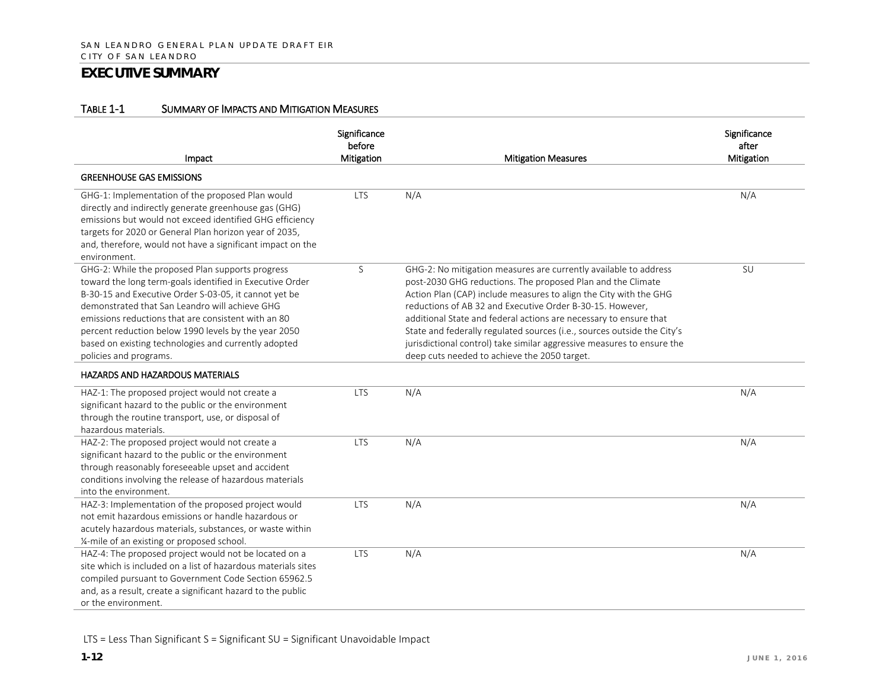## EXECUTIVE SUMMARY

TABLE 1-1 SUMMARY OF IMPACTS AND MITIGATION MEASURES

| Impact | Significance before Mitigation | Mitigation Measures | Significance after Mitigation |
|---|---|---|---|
| **GREENHOUSE GAS EMISSIONS** | | | |
| GHG-1: Implementation of the proposed Plan would directly and indirectly generate greenhouse gas (GHG) emissions but would not exceed identified GHG efficiency targets for 2020 or General Plan horizon year of 2035, and, therefore, would not have a significant impact on the environment. | LTS | N/A | N/A |
| GHG-2: While the proposed Plan supports progress toward the long term-goals identified in Executive Order B-30-15 and Executive Order S-03-05, it cannot yet be demonstrated that San Leandro will achieve GHG emissions reductions that are consistent with an 80 percent reduction below 1990 levels by the year 2050 based on existing technologies and currently adopted policies and programs. | S | GHG-2: No mitigation measures are currently available to address post-2030 GHG reductions. The proposed Plan and the Climate Action Plan (CAP) include measures to align the City with the GHG reductions of AB 32 and Executive Order B-30-15. However, additional State and federal actions are necessary to ensure that State and federally regulated sources (i.e., sources outside the City's jurisdictional control) take similar aggressive measures to ensure the deep cuts needed to achieve the 2050 target. | SU |
| **HAZARDS AND HAZARDOUS MATERIALS** | | | |
| HAZ-1: The proposed project would not create a significant hazard to the public or the environment through the routine transport, use, or disposal of hazardous materials. | LTS | N/A | N/A |
| HAZ-2: The proposed project would not create a significant hazard to the public or the environment through reasonably foreseeable upset and accident conditions involving the release of hazardous materials into the environment. | LTS | N/A | N/A |
| HAZ-3: Implementation of the proposed project would not emit hazardous emissions or handle hazardous or acutely hazardous materials, substances, or waste within ¼-mile of an existing or proposed school. | LTS | N/A | N/A |
| HAZ-4: The proposed project would not be located on a site which is included on a list of hazardous materials sites compiled pursuant to Government Code Section 65962.5 and, as a result, create a significant hazard to the public or the environment. | LTS | N/A | N/A |

LTS = Less Than Significant S = Significant SU = Significant Unavoidable Impact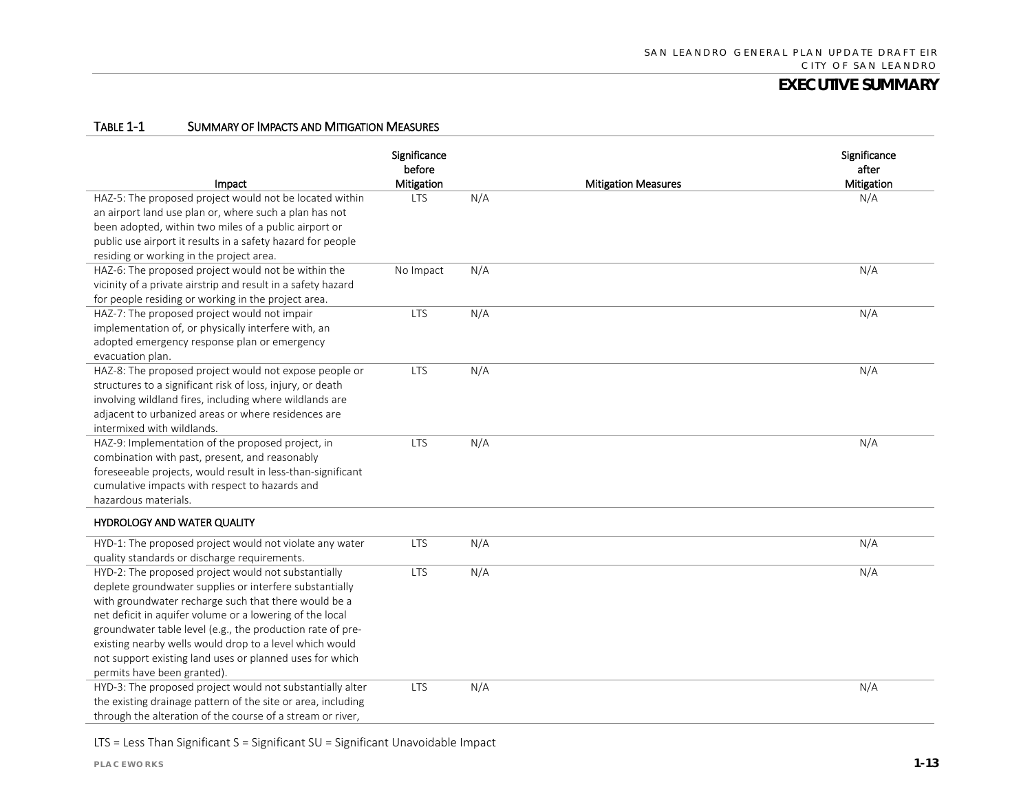**TABLE 1-1 SUMMARY OF IMPACTS AND MITIGATION MEASURES**

| Impact | Significance before Mitigation | Mitigation Measures | Significance after Mitigation |
|---|---|---|---|
| HAZ-5: The proposed project would not be located within an airport land use plan or, where such a plan has not been adopted, within two miles of a public airport or public use airport it results in a safety hazard for people residing or working in the project area. | LTS | N/A | N/A |
| HAZ-6: The proposed project would not be within the vicinity of a private airstrip and result in a safety hazard for people residing or working in the project area. | No Impact | N/A | N/A |
| HAZ-7: The proposed project would not impair implementation of, or physically interfere with, an adopted emergency response plan or emergency evacuation plan. | LTS | N/A | N/A |
| HAZ-8: The proposed project would not expose people or structures to a significant risk of loss, injury, or death involving wildland fires, including where wildlands are adjacent to urbanized areas or where residences are intermixed with wildlands. | LTS | N/A | N/A |
| HAZ-9: Implementation of the proposed project, in combination with past, present, and reasonably foreseeable projects, would result in less-than-significant cumulative impacts with respect to hazards and hazardous materials. | LTS | N/A | N/A |
| **HYDROLOGY AND WATER QUALITY** | | | |
| HYD-1: The proposed project would not violate any water quality standards or discharge requirements. | LTS | N/A | N/A |
| HYD-2: The proposed project would not substantially deplete groundwater supplies or interfere substantially with groundwater recharge such that there would be a net deficit in aquifer volume or a lowering of the local groundwater table level (e.g., the production rate of pre-existing nearby wells would drop to a level which would not support existing land uses or planned uses for which permits have been granted). | LTS | N/A | N/A |
| HYD-3: The proposed project would not substantially alter the existing drainage pattern of the site or area, including through the alteration of the course of a stream or river, | LTS | N/A | N/A |

LTS = Less Than Significant S = Significant SU = Significant Unavoidable Impact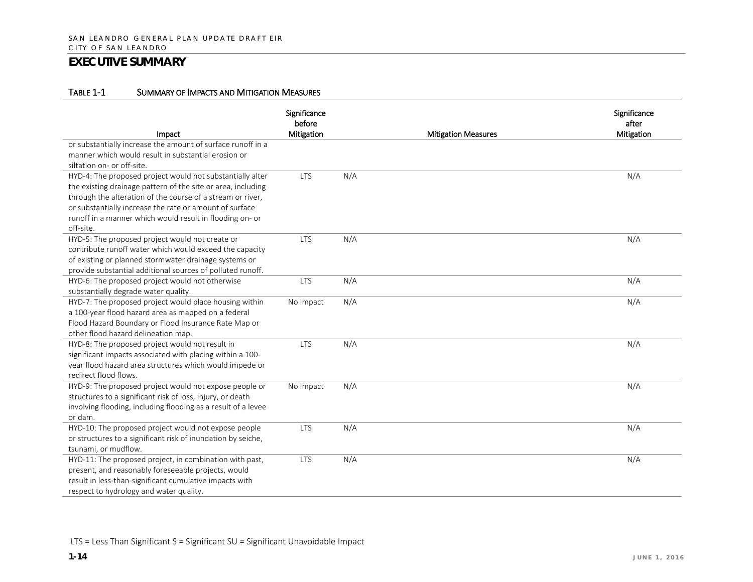## EXECUTIVE SUMMARY

TABLE 1-1 SUMMARY OF IMPACTS AND MITIGATION MEASURES

| Impact | Significance before Mitigation | Mitigation Measures | Significance after Mitigation |
|---|---|---|---|
| or substantially increase the amount of surface runoff in a manner which would result in substantial erosion or siltation on- or off-site. | | | |
| HYD-4: The proposed project would not substantially alter the existing drainage pattern of the site or area, including through the alteration of the course of a stream or river, or substantially increase the rate or amount of surface runoff in a manner which would result in flooding on- or off-site. | LTS | N/A | N/A |
| HYD-5: The proposed project would not create or contribute runoff water which would exceed the capacity of existing or planned stormwater drainage systems or provide substantial additional sources of polluted runoff. | LTS | N/A | N/A |
| HYD-6: The proposed project would not otherwise substantially degrade water quality. | LTS | N/A | N/A |
| HYD-7: The proposed project would place housing within a 100-year flood hazard area as mapped on a federal Flood Hazard Boundary or Flood Insurance Rate Map or other flood hazard delineation map. | No Impact | N/A | N/A |
| HYD-8: The proposed project would not result in significant impacts associated with placing within a 100-year flood hazard area structures which would impede or redirect flood flows. | LTS | N/A | N/A |
| HYD-9: The proposed project would not expose people or structures to a significant risk of loss, injury, or death involving flooding, including flooding as a result of a levee or dam. | No Impact | N/A | N/A |
| HYD-10: The proposed project would not expose people or structures to a significant risk of inundation by seiche, tsunami, or mudflow. | LTS | N/A | N/A |
| HYD-11: The proposed project, in combination with past, present, and reasonably foreseeable projects, would result in less-than-significant cumulative impacts with respect to hydrology and water quality. | LTS | N/A | N/A |

LTS = Less Than Significant S = Significant SU = Significant Unavoidable Impact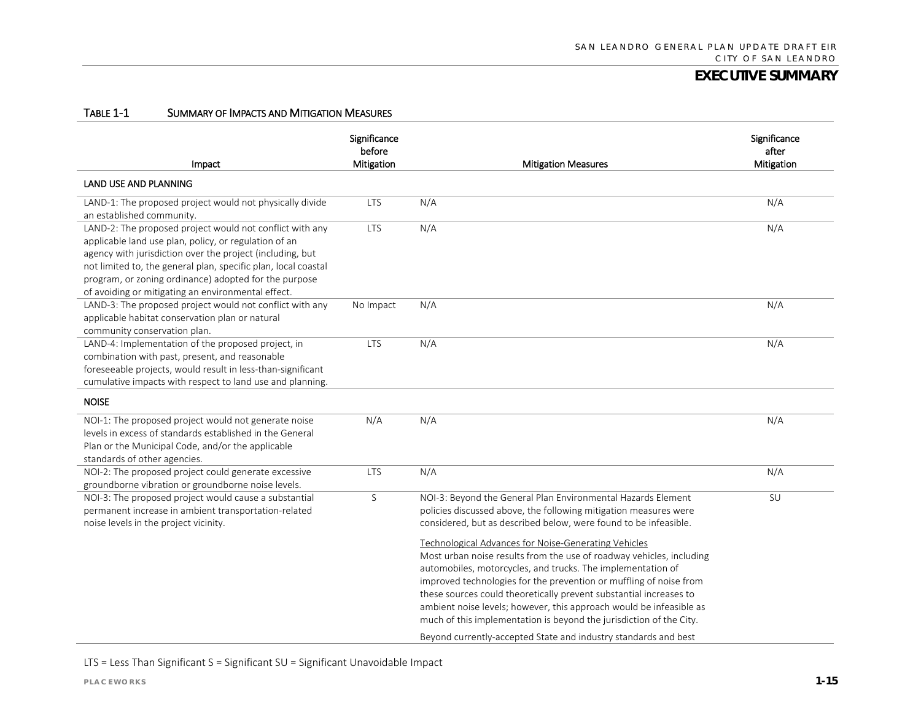## EXECUTIVE SUMMARY

TABLE 1-1 SUMMARY OF IMPACTS AND MITIGATION MEASURES

| Impact | Significance before Mitigation | Mitigation Measures | Significance after Mitigation |
|---|---|---|---|
| **LAND USE AND PLANNING** | | | |
| LAND-1: The proposed project would not physically divide an established community. | LTS | N/A | N/A |
| LAND-2: The proposed project would not conflict with any applicable land use plan, policy, or regulation of an agency with jurisdiction over the project (including, but not limited to, the general plan, specific plan, local coastal program, or zoning ordinance) adopted for the purpose of avoiding or mitigating an environmental effect. | LTS | N/A | N/A |
| LAND-3: The proposed project would not conflict with any applicable habitat conservation plan or natural community conservation plan. | No Impact | N/A | N/A |
| LAND-4: Implementation of the proposed project, in combination with past, present, and reasonable foreseeable projects, would result in less-than-significant cumulative impacts with respect to land use and planning. | LTS | N/A | N/A |
| **NOISE** | | | |
| NOI-1: The proposed project would not generate noise levels in excess of standards established in the General Plan or the Municipal Code, and/or the applicable standards of other agencies. | N/A | N/A | N/A |
| NOI-2: The proposed project could generate excessive groundborne vibration or groundborne noise levels. | LTS | N/A | N/A |
| NOI-3: The proposed project would cause a substantial permanent increase in ambient transportation-related noise levels in the project vicinity. | S | NOI-3: Beyond the General Plan Environmental Hazards Element policies discussed above, the following mitigation measures were considered, but as described below, were found to be infeasible.<br><br>Technological Advances for Noise-Generating Vehicles<br>Most urban noise results from the use of roadway vehicles, including automobiles, motorcycles, and trucks. The implementation of improved technologies for the prevention or muffling of noise from these sources could theoretically prevent substantial increases to ambient noise levels; however, this approach would be infeasible as much of this implementation is beyond the jurisdiction of the City.<br><br>Beyond currently-accepted State and industry standards and best | SU |

LTS = Less Than Significant S = Significant SU = Significant Unavoidable Impact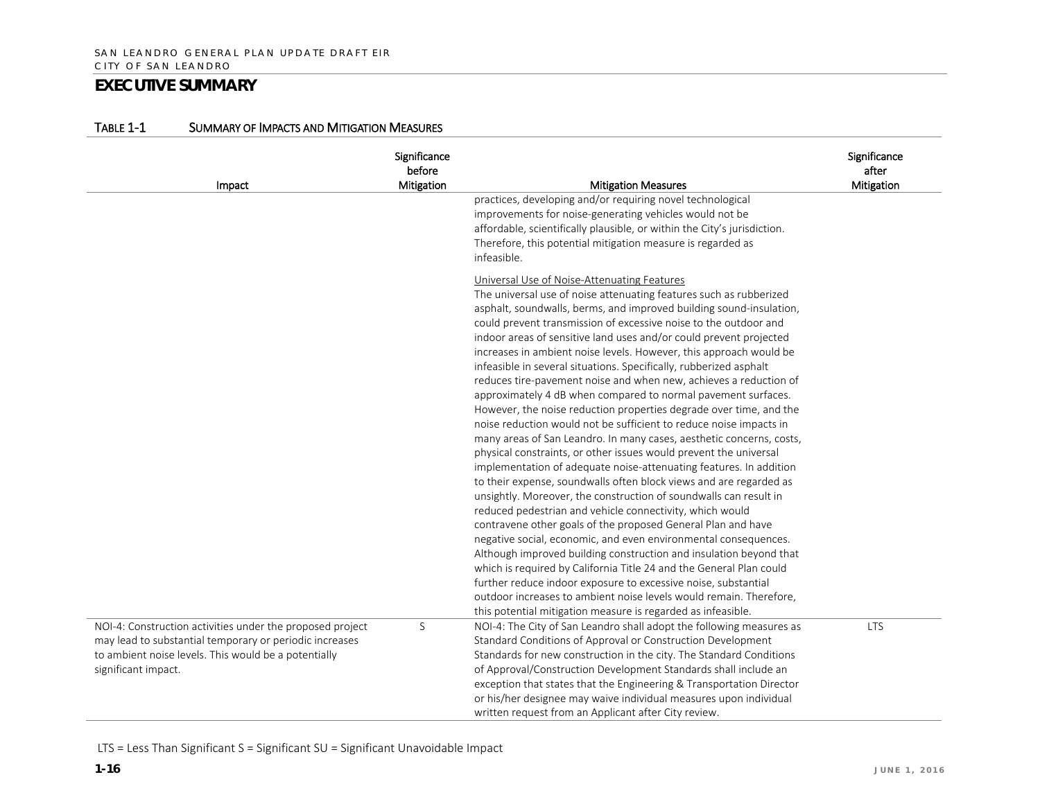## EXECUTIVE SUMMARY

TABLE 1-1 SUMMARY OF IMPACTS AND MITIGATION MEASURES

| Impact | Significance before Mitigation | Mitigation Measures | Significance after Mitigation |
|---|---|---|---|
| | | practices, developing and/or requiring novel technological improvements for noise-generating vehicles would not be affordable, scientifically plausible, or within the City's jurisdiction. Therefore, this potential mitigation measure is regarded as infeasible.<br><br>Universal Use of Noise-Attenuating Features<br>The universal use of noise attenuating features such as rubberized asphalt, soundwalls, berms, and improved building sound-insulation, could prevent transmission of excessive noise to the outdoor and indoor areas of sensitive land uses and/or could prevent projected increases in ambient noise levels. However, this approach would be infeasible in several situations. Specifically, rubberized asphalt reduces tire-pavement noise and when new, achieves a reduction of approximately 4 dB when compared to normal pavement surfaces. However, the noise reduction properties degrade over time, and the noise reduction would not be sufficient to reduce noise impacts in many areas of San Leandro. In many cases, aesthetic concerns, costs, physical constraints, or other issues would prevent the universal implementation of adequate noise-attenuating features. In addition to their expense, soundwalls often block views and are regarded as unsightly. Moreover, the construction of soundwalls can result in reduced pedestrian and vehicle connectivity, which would contravene other goals of the proposed General Plan and have negative social, economic, and even environmental consequences. Although improved building construction and insulation beyond that which is required by California Title 24 and the General Plan could further reduce indoor exposure to excessive noise, substantial outdoor increases to ambient noise levels would remain. Therefore, this potential mitigation measure is regarded as infeasible. | |
| NOI-4: Construction activities under the proposed project may lead to substantial temporary or periodic increases to ambient noise levels. This would be a potentially significant impact. | S | NOI-4: The City of San Leandro shall adopt the following measures as Standard Conditions of Approval or Construction Development Standards for new construction in the city. The Standard Conditions of Approval/Construction Development Standards shall include an exception that states that the Engineering & Transportation Director or his/her designee may waive individual measures upon individual written request from an Applicant after City review. | LTS |

LTS = Less Than Significant S = Significant SU = Significant Unavoidable Impact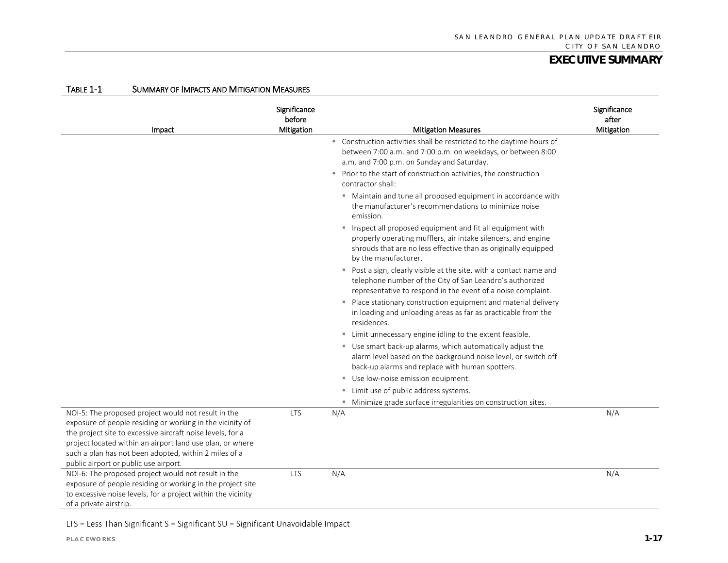### TABLE 1-1 SUMMARY OF IMPACTS AND MITIGATION MEASURES

| Impact | Significance before Mitigation | Mitigation Measures | Significance after Mitigation |
|---|---|---|---|
| | | ▪ Construction activities shall be restricted to the daytime hours of between 7:00 a.m. and 7:00 p.m. on weekdays, or between 8:00 a.m. and 7:00 p.m. on Sunday and Saturday.<br>▪ Prior to the start of construction activities, the construction contractor shall:<br>▪ Maintain and tune all proposed equipment in accordance with the manufacturer's recommendations to minimize noise emission.<br>▪ Inspect all proposed equipment and fit all equipment with properly operating mufflers, air intake silencers, and engine shrouds that are no less effective than as originally equipped by the manufacturer.<br>▪ Post a sign, clearly visible at the site, with a contact name and telephone number of the City of San Leandro's authorized representative to respond in the event of a noise complaint.<br>▪ Place stationary construction equipment and material delivery in loading and unloading areas as far as practicable from the residences.<br>▪ Limit unnecessary engine idling to the extent feasible.<br>▪ Use smart back-up alarms, which automatically adjust the alarm level based on the background noise level, or switch off back-up alarms and replace with human spotters.<br>▪ Use low-noise emission equipment.<br>▪ Limit use of public address systems.<br>▪ Minimize grade surface irregularities on construction sites. | |
| NOI-5: The proposed project would not result in the exposure of people residing or working in the vicinity of the project site to excessive aircraft noise levels, for a project located within an airport land use plan, or where such a plan has not been adopted, within 2 miles of a public airport or public use airport. | LTS | N/A | N/A |
| NOI-6: The proposed project would not result in the exposure of people residing or working in the project site to excessive noise levels, for a project within the vicinity of a private airstrip. | LTS | N/A | N/A |

LTS = Less Than Significant S = Significant SU = Significant Unavoidable Impact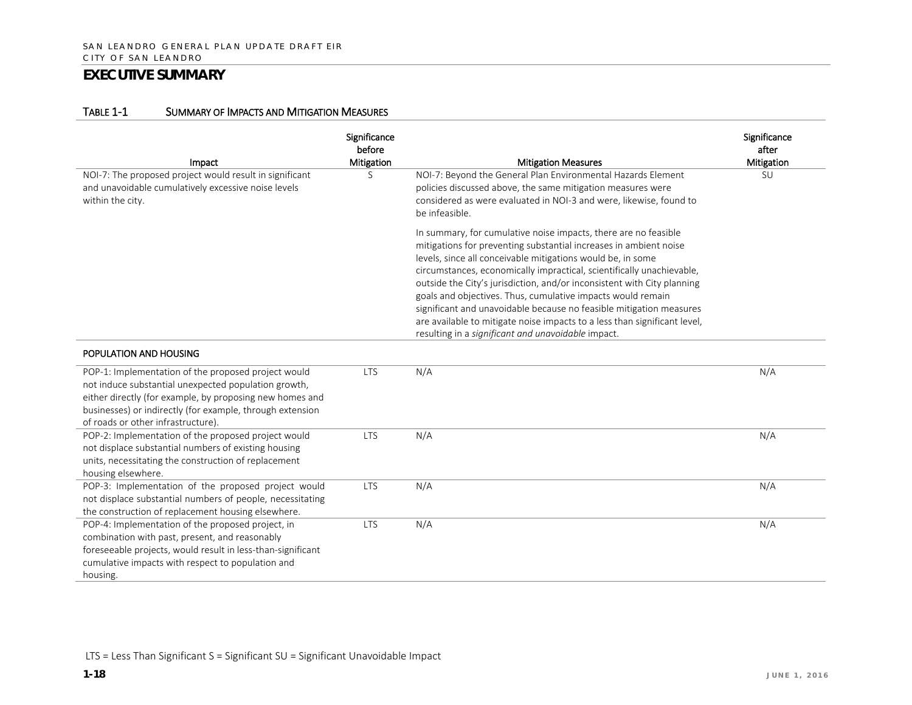## EXECUTIVE SUMMARY

TABLE 1-1 SUMMARY OF IMPACTS AND MITIGATION MEASURES

| Impact | Significance before Mitigation | Mitigation Measures | Significance after Mitigation |
|---|---|---|---|
| NOI-7: The proposed project would result in significant and unavoidable cumulatively excessive noise levels within the city. | S | NOI-7: Beyond the General Plan Environmental Hazards Element policies discussed above, the same mitigation measures were considered as were evaluated in NOI-3 and were, likewise, found to be infeasible.<br><br>In summary, for cumulative noise impacts, there are no feasible mitigations for preventing substantial increases in ambient noise levels, since all conceivable mitigations would be, in some circumstances, economically impractical, scientifically unachievable, outside the City's jurisdiction, and/or inconsistent with City planning goals and objectives. Thus, cumulative impacts would remain significant and unavoidable because no feasible mitigation measures are available to mitigate noise impacts to a less than significant level, resulting in a *significant and unavoidable* impact. | SU |
| **POPULATION AND HOUSING** | | | |
| POP-1: Implementation of the proposed project would not induce substantial unexpected population growth, either directly (for example, by proposing new homes and businesses) or indirectly (for example, through extension of roads or other infrastructure). | LTS | N/A | N/A |
| POP-2: Implementation of the proposed project would not displace substantial numbers of existing housing units, necessitating the construction of replacement housing elsewhere. | LTS | N/A | N/A |
| POP-3: Implementation of the proposed project would not displace substantial numbers of people, necessitating the construction of replacement housing elsewhere. | LTS | N/A | N/A |
| POP-4: Implementation of the proposed project, in combination with past, present, and reasonably foreseeable projects, would result in less-than-significant cumulative impacts with respect to population and housing. | LTS | N/A | N/A |

LTS = Less Than Significant S = Significant SU = Significant Unavoidable Impact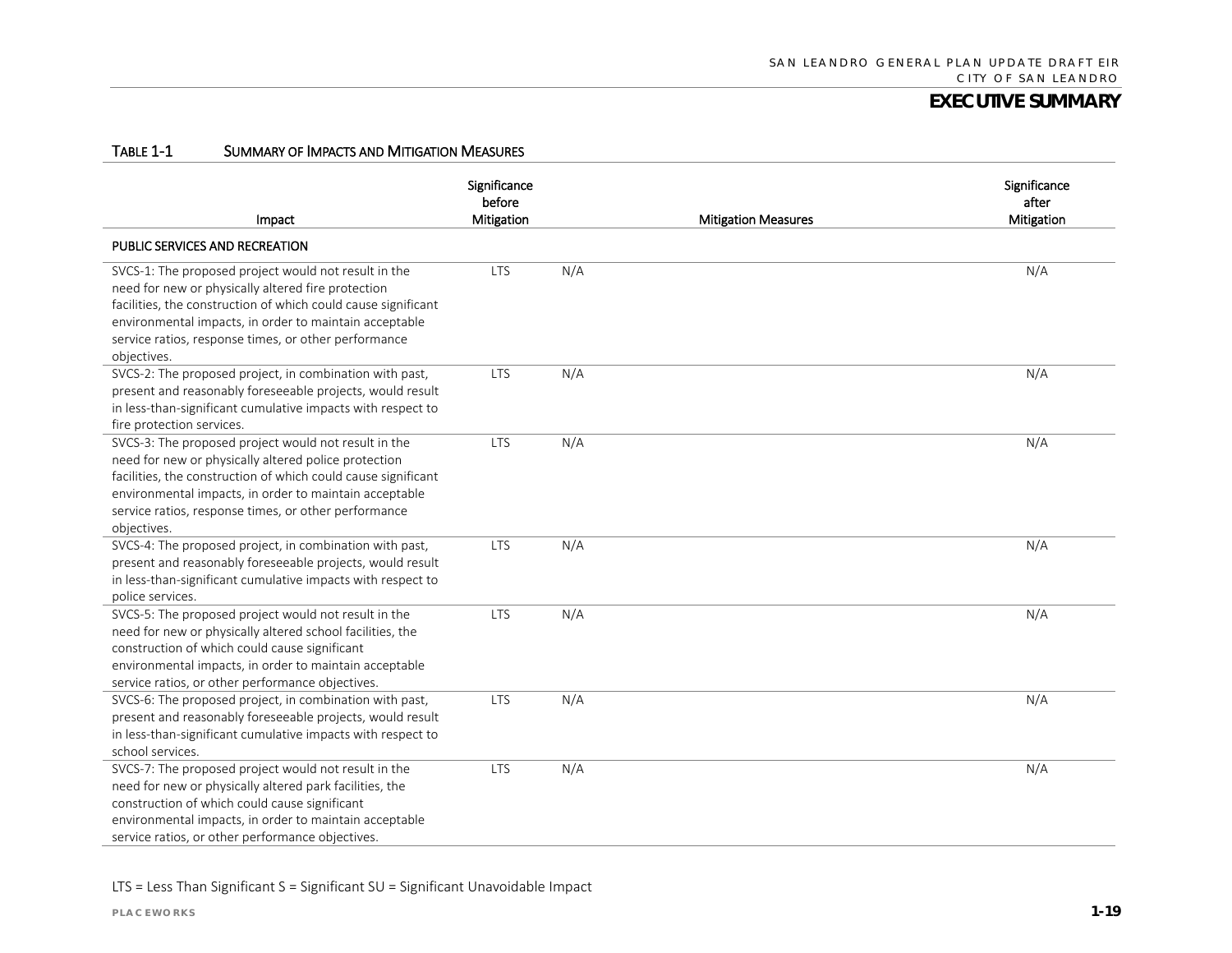TABLE 1-1 SUMMARY OF IMPACTS AND MITIGATION MEASURES

| Impact | Significance before Mitigation | Mitigation Measures | Significance after Mitigation |
|---|---|---|---|
| **PUBLIC SERVICES AND RECREATION** | | | |
| SVCS-1: The proposed project would not result in the need for new or physically altered fire protection facilities, the construction of which could cause significant environmental impacts, in order to maintain acceptable service ratios, response times, or other performance objectives. | LTS | N/A | N/A |
| SVCS-2: The proposed project, in combination with past, present and reasonably foreseeable projects, would result in less-than-significant cumulative impacts with respect to fire protection services. | LTS | N/A | N/A |
| SVCS-3: The proposed project would not result in the need for new or physically altered police protection facilities, the construction of which could cause significant environmental impacts, in order to maintain acceptable service ratios, response times, or other performance objectives. | LTS | N/A | N/A |
| SVCS-4: The proposed project, in combination with past, present and reasonably foreseeable projects, would result in less-than-significant cumulative impacts with respect to police services. | LTS | N/A | N/A |
| SVCS-5: The proposed project would not result in the need for new or physically altered school facilities, the construction of which could cause significant environmental impacts, in order to maintain acceptable service ratios, or other performance objectives. | LTS | N/A | N/A |
| SVCS-6: The proposed project, in combination with past, present and reasonably foreseeable projects, would result in less-than-significant cumulative impacts with respect to school services. | LTS | N/A | N/A |
| SVCS-7: The proposed project would not result in the need for new or physically altered park facilities, the construction of which could cause significant environmental impacts, in order to maintain acceptable service ratios, or other performance objectives. | LTS | N/A | N/A |

LTS = Less Than Significant S = Significant SU = Significant Unavoidable Impact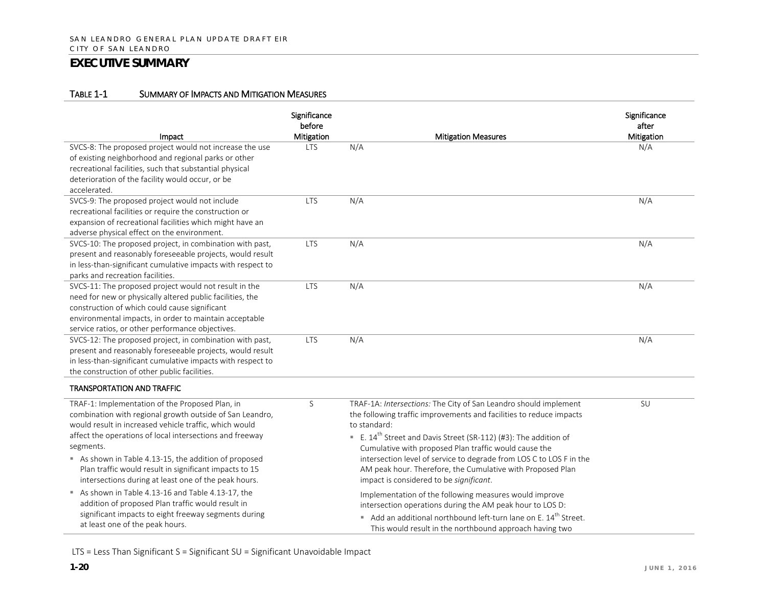## EXECUTIVE SUMMARY

TABLE 1-1 SUMMARY OF IMPACTS AND MITIGATION MEASURES

| Impact | Significance before Mitigation | Mitigation Measures | Significance after Mitigation |
|---|---|---|---|
| SVCS-8: The proposed project would not increase the use of existing neighborhood and regional parks or other recreational facilities, such that substantial physical deterioration of the facility would occur, or be accelerated. | LTS | N/A | N/A |
| SVCS-9: The proposed project would not include recreational facilities or require the construction or expansion of recreational facilities which might have an adverse physical effect on the environment. | LTS | N/A | N/A |
| SVCS-10: The proposed project, in combination with past, present and reasonably foreseeable projects, would result in less-than-significant cumulative impacts with respect to parks and recreation facilities. | LTS | N/A | N/A |
| SVCS-11: The proposed project would not result in the need for new or physically altered public facilities, the construction of which could cause significant environmental impacts, in order to maintain acceptable service ratios, or other performance objectives. | LTS | N/A | N/A |
| SVCS-12: The proposed project, in combination with past, present and reasonably foreseeable projects, would result in less-than-significant cumulative impacts with respect to the construction of other public facilities. | LTS | N/A | N/A |
| **TRANSPORTATION AND TRAFFIC** | | | |
| TRAF-1: Implementation of the Proposed Plan, in combination with regional growth outside of San Leandro, would result in increased vehicle traffic, which would affect the operations of local intersections and freeway segments.<br>▪ As shown in Table 4.13-15, the addition of proposed Plan traffic would result in significant impacts to 15 intersections during at least one of the peak hours.<br>▪ As shown in Table 4.13-16 and Table 4.13-17, the addition of proposed Plan traffic would result in significant impacts to eight freeway segments during at least one of the peak hours. | S | TRAF-1A: *Intersections:* The City of San Leandro should implement the following traffic improvements and facilities to reduce impacts to standard:<br>▪ E. 14th Street and Davis Street (SR-112) (#3): The addition of Cumulative with proposed Plan traffic would cause the intersection level of service to degrade from LOS C to LOS F in the AM peak hour. Therefore, the Cumulative with Proposed Plan impact is considered to be *significant*.<br>Implementation of the following measures would improve intersection operations during the AM peak hour to LOS D:<br>▪ Add an additional northbound left-turn lane on E. 14th Street. This would result in the northbound approach having two | SU |

LTS = Less Than Significant S = Significant SU = Significant Unavoidable Impact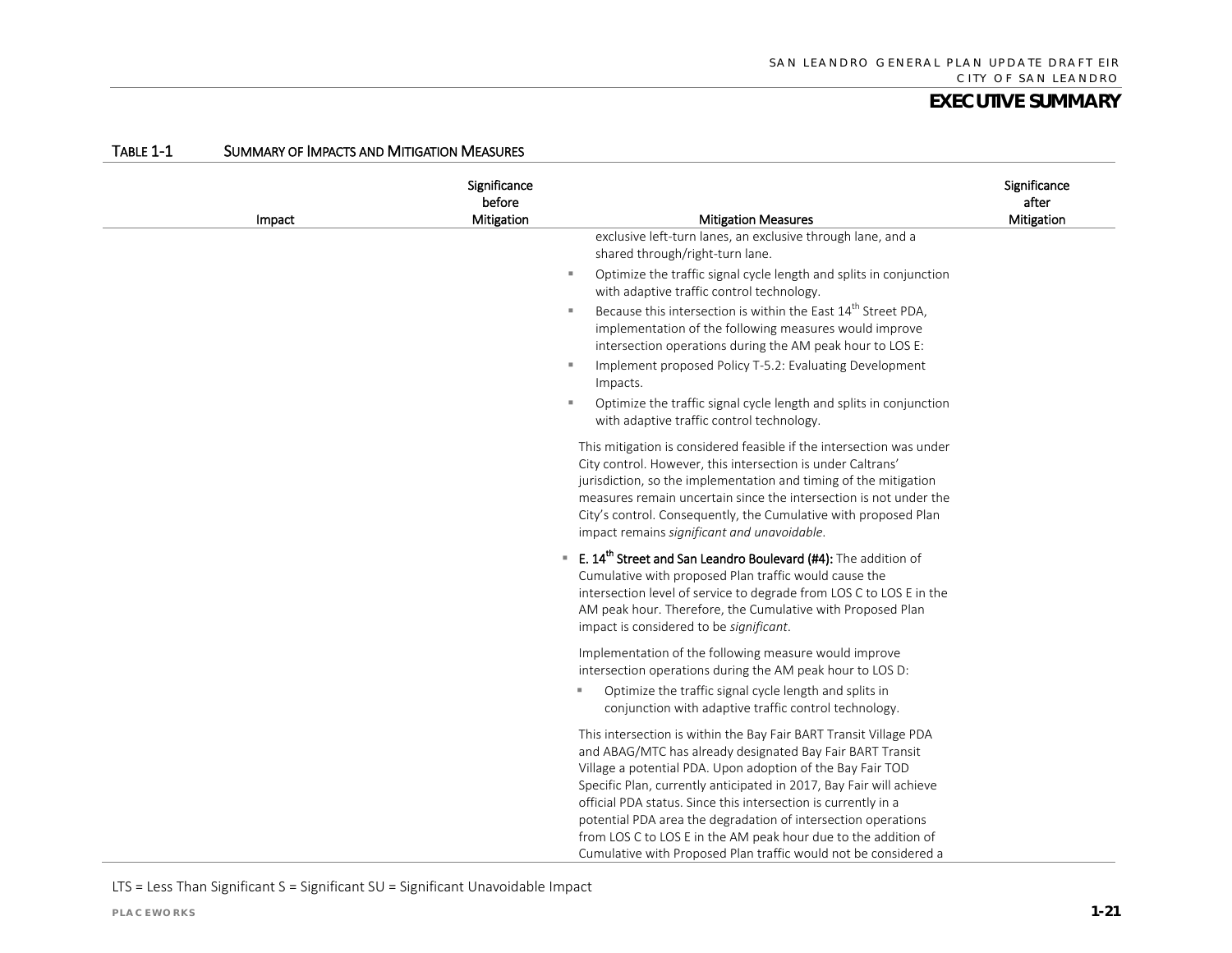TABLE 1-1 SUMMARY OF IMPACTS AND MITIGATION MEASURES

| Impact | Significance before Mitigation | Mitigation Measures | Significance after Mitigation |
|---|---|---|---|
| | | exclusive left-turn lanes, an exclusive through lane, and a shared through/right-turn lane.<br>▪ Optimize the traffic signal cycle length and splits in conjunction with adaptive traffic control technology.<br>▪ Because this intersection is within the East 14th Street PDA, implementation of the following measures would improve intersection operations during the AM peak hour to LOS E:<br>▪ Implement proposed Policy T-5.2: Evaluating Development Impacts.<br>▪ Optimize the traffic signal cycle length and splits in conjunction with adaptive traffic control technology.<br><br>This mitigation is considered feasible if the intersection was under City control. However, this intersection is under Caltrans' jurisdiction, so the implementation and timing of the mitigation measures remain uncertain since the intersection is not under the City's control. Consequently, the Cumulative with proposed Plan impact remains *significant and unavoidable*.<br><br>▪ **E. 14th Street and San Leandro Boulevard (#4):** The addition of Cumulative with proposed Plan traffic would cause the intersection level of service to degrade from LOS C to LOS E in the AM peak hour. Therefore, the Cumulative with Proposed Plan impact is considered to be *significant*.<br><br>Implementation of the following measure would improve intersection operations during the AM peak hour to LOS D:<br>▪ Optimize the traffic signal cycle length and splits in conjunction with adaptive traffic control technology.<br><br>This intersection is within the Bay Fair BART Transit Village PDA and ABAG/MTC has already designated Bay Fair BART Transit Village a potential PDA. Upon adoption of the Bay Fair TOD Specific Plan, currently anticipated in 2017, Bay Fair will achieve official PDA status. Since this intersection is currently in a potential PDA area the degradation of intersection operations from LOS C to LOS E in the AM peak hour due to the addition of Cumulative with Proposed Plan traffic would not be considered a | |

LTS = Less Than Significant S = Significant SU = Significant Unavoidable Impact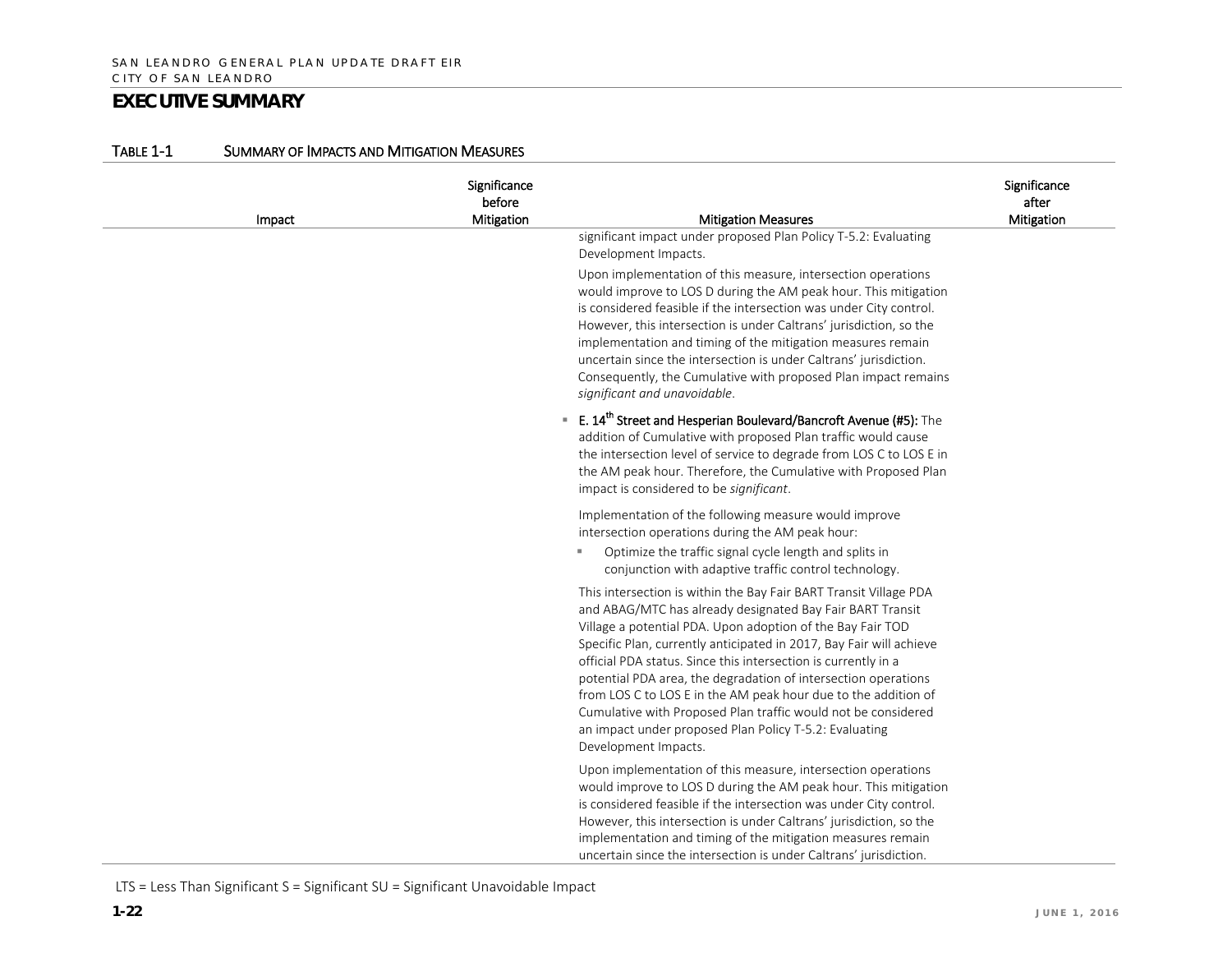# EXECUTIVE SUMMARY

TABLE 1-1 SUMMARY OF IMPACTS AND MITIGATION MEASURES

| Impact | Significance before Mitigation | Mitigation Measures | Significance after Mitigation |
| --- | --- | --- | --- |
| | | significant impact under proposed Plan Policy T-5.2: Evaluating Development Impacts.<br><br>Upon implementation of this measure, intersection operations would improve to LOS D during the AM peak hour. This mitigation is considered feasible if the intersection was under City control. However, this intersection is under Caltrans' jurisdiction, so the implementation and timing of the mitigation measures remain uncertain since the intersection is under Caltrans' jurisdiction. Consequently, the Cumulative with proposed Plan impact remains *significant and unavoidable*.<br><br>▪ **E. 14th Street and Hesperian Boulevard/Bancroft Avenue (#5):** The addition of Cumulative with proposed Plan traffic would cause the intersection level of service to degrade from LOS C to LOS E in the AM peak hour. Therefore, the Cumulative with Proposed Plan impact is considered to be *significant*.<br><br>Implementation of the following measure would improve intersection operations during the AM peak hour:<br>▪ Optimize the traffic signal cycle length and splits in conjunction with adaptive traffic control technology.<br><br>This intersection is within the Bay Fair BART Transit Village PDA and ABAG/MTC has already designated Bay Fair BART Transit Village a potential PDA. Upon adoption of the Bay Fair TOD Specific Plan, currently anticipated in 2017, Bay Fair will achieve official PDA status. Since this intersection is currently in a potential PDA area, the degradation of intersection operations from LOS C to LOS E in the AM peak hour due to the addition of Cumulative with Proposed Plan traffic would not be considered an impact under proposed Plan Policy T-5.2: Evaluating Development Impacts.<br><br>Upon implementation of this measure, intersection operations would improve to LOS D during the AM peak hour. This mitigation is considered feasible if the intersection was under City control. However, this intersection is under Caltrans' jurisdiction, so the implementation and timing of the mitigation measures remain uncertain since the intersection is under Caltrans' jurisdiction. | |

LTS = Less Than Significant S = Significant SU = Significant Unavoidable Impact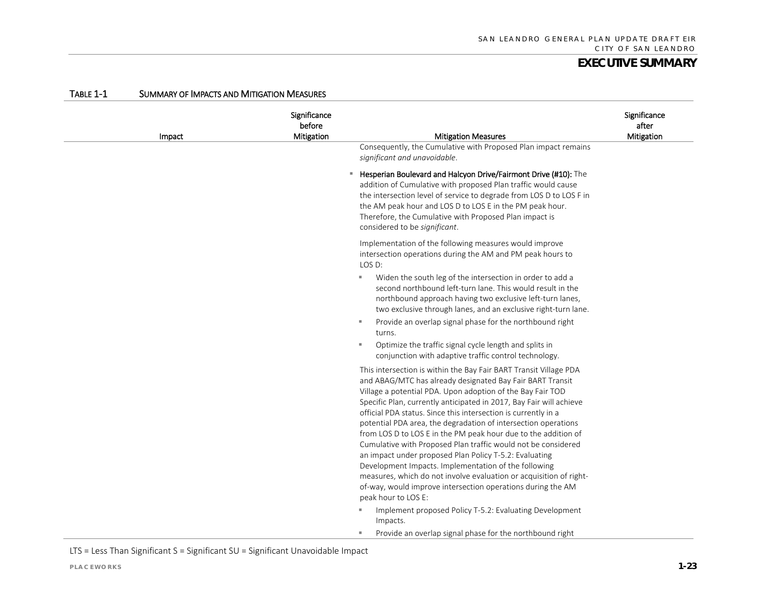TABLE 1-1 SUMMARY OF IMPACTS AND MITIGATION MEASURES

| Impact | Significance before Mitigation | Mitigation Measures | Significance after Mitigation |
|---|---|---|---|
| | | Consequently, the Cumulative with Proposed Plan impact remains *significant and unavoidable*.<br><br>▪ **Hesperian Boulevard and Halcyon Drive/Fairmont Drive (#10):** The addition of Cumulative with proposed Plan traffic would cause the intersection level of service to degrade from LOS D to LOS F in the AM peak hour and LOS D to LOS E in the PM peak hour. Therefore, the Cumulative with Proposed Plan impact is considered to be *significant*.<br><br>Implementation of the following measures would improve intersection operations during the AM and PM peak hours to LOS D:<br>▪ Widen the south leg of the intersection in order to add a second northbound left-turn lane. This would result in the northbound approach having two exclusive left-turn lanes, two exclusive through lanes, and an exclusive right-turn lane.<br>▪ Provide an overlap signal phase for the northbound right turns.<br>▪ Optimize the traffic signal cycle length and splits in conjunction with adaptive traffic control technology.<br><br>This intersection is within the Bay Fair BART Transit Village PDA and ABAG/MTC has already designated Bay Fair BART Transit Village a potential PDA. Upon adoption of the Bay Fair TOD Specific Plan, currently anticipated in 2017, Bay Fair will achieve official PDA status. Since this intersection is currently in a potential PDA area, the degradation of intersection operations from LOS D to LOS E in the PM peak hour due to the addition of Cumulative with Proposed Plan traffic would not be considered an impact under proposed Plan Policy T-5.2: Evaluating Development Impacts. Implementation of the following measures, which do not involve evaluation or acquisition of right-of-way, would improve intersection operations during the AM peak hour to LOS E:<br>▪ Implement proposed Policy T-5.2: Evaluating Development Impacts.<br>▪ Provide an overlap signal phase for the northbound right | |

LTS = Less Than Significant S = Significant SU = Significant Unavoidable Impact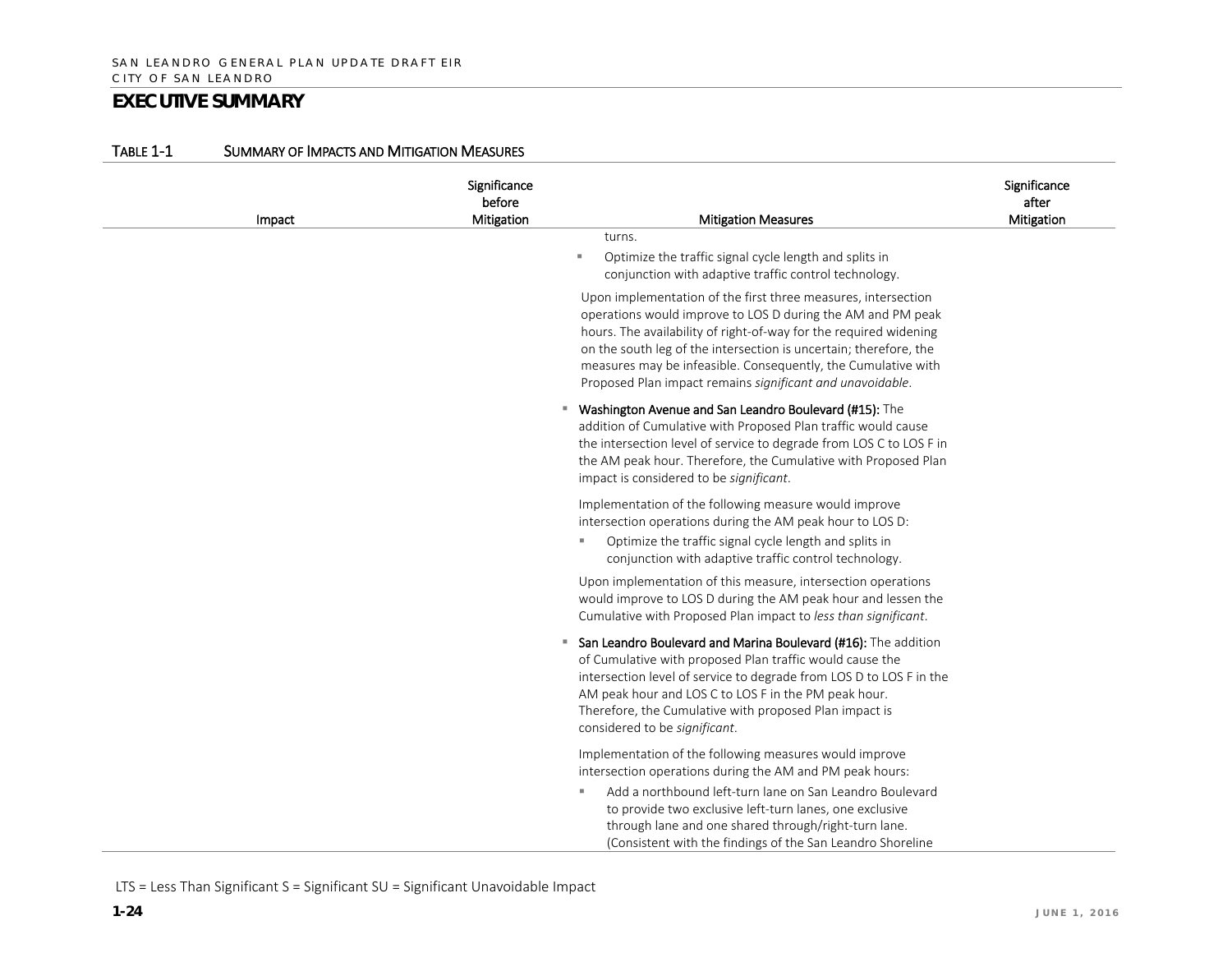## EXECUTIVE SUMMARY

### TABLE 1-1 SUMMARY OF IMPACTS AND MITIGATION MEASURES

| Impact | Significance before Mitigation | Mitigation Measures | Significance after Mitigation |
|---|---|---|---|
| | | turns.<br>▪ Optimize the traffic signal cycle length and splits in conjunction with adaptive traffic control technology.<br><br>Upon implementation of the first three measures, intersection operations would improve to LOS D during the AM and PM peak hours. The availability of right-of-way for the required widening on the south leg of the intersection is uncertain; therefore, the measures may be infeasible. Consequently, the Cumulative with Proposed Plan impact remains *significant and unavoidable*.<br><br>▪ **Washington Avenue and San Leandro Boulevard (#15):** The addition of Cumulative with Proposed Plan traffic would cause the intersection level of service to degrade from LOS C to LOS F in the AM peak hour. Therefore, the Cumulative with Proposed Plan impact is considered to be *significant*.<br><br>Implementation of the following measure would improve intersection operations during the AM peak hour to LOS D:<br>▪ Optimize the traffic signal cycle length and splits in conjunction with adaptive traffic control technology.<br><br>Upon implementation of this measure, intersection operations would improve to LOS D during the AM peak hour and lessen the Cumulative with Proposed Plan impact to *less than significant*.<br><br>▪ **San Leandro Boulevard and Marina Boulevard (#16):** The addition of Cumulative with proposed Plan traffic would cause the intersection level of service to degrade from LOS D to LOS F in the AM peak hour and LOS C to LOS F in the PM peak hour. Therefore, the Cumulative with proposed Plan impact is considered to be *significant*.<br><br>Implementation of the following measures would improve intersection operations during the AM and PM peak hours:<br>▪ Add a northbound left-turn lane on San Leandro Boulevard to provide two exclusive left-turn lanes, one exclusive through lane and one shared through/right-turn lane. (Consistent with the findings of the San Leandro Shoreline | |

LTS = Less Than Significant S = Significant SU = Significant Unavoidable Impact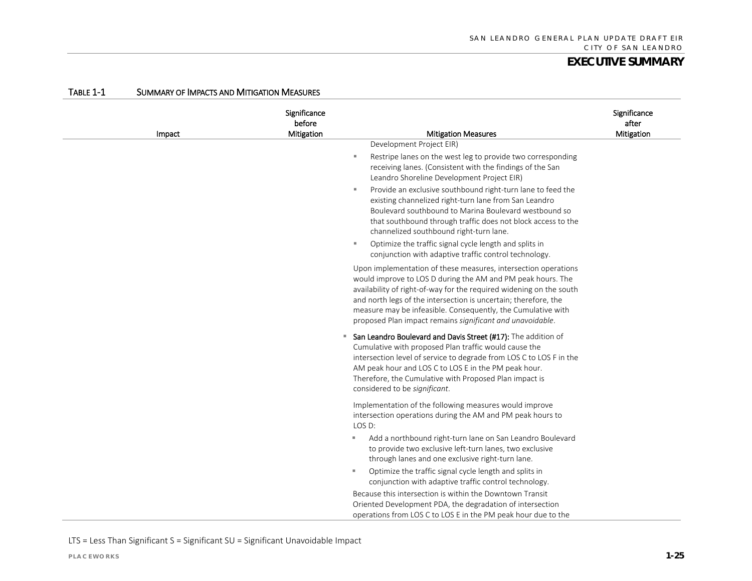TABLE 1-1 SUMMARY OF IMPACTS AND MITIGATION MEASURES

| Impact | Significance before Mitigation | Mitigation Measures | Significance after Mitigation |
|---|---|---|---|
| | | Development Project EIR)<br>▪ Restripe lanes on the west leg to provide two corresponding receiving lanes. (Consistent with the findings of the San Leandro Shoreline Development Project EIR)<br>▪ Provide an exclusive southbound right-turn lane to feed the existing channelized right-turn lane from San Leandro Boulevard southbound to Marina Boulevard westbound so that southbound through traffic does not block access to the channelized southbound right-turn lane.<br>▪ Optimize the traffic signal cycle length and splits in conjunction with adaptive traffic control technology.<br><br>Upon implementation of these measures, intersection operations would improve to LOS D during the AM and PM peak hours. The availability of right-of-way for the required widening on the south and north legs of the intersection is uncertain; therefore, the measure may be infeasible. Consequently, the Cumulative with proposed Plan impact remains *significant and unavoidable*.<br><br>▪ **San Leandro Boulevard and Davis Street (#17):** The addition of Cumulative with proposed Plan traffic would cause the intersection level of service to degrade from LOS C to LOS F in the AM peak hour and LOS C to LOS E in the PM peak hour. Therefore, the Cumulative with Proposed Plan impact is considered to be *significant*.<br><br>Implementation of the following measures would improve intersection operations during the AM and PM peak hours to LOS D:<br>▪ Add a northbound right-turn lane on San Leandro Boulevard to provide two exclusive left-turn lanes, two exclusive through lanes and one exclusive right-turn lane.<br>▪ Optimize the traffic signal cycle length and splits in conjunction with adaptive traffic control technology.<br><br>Because this intersection is within the Downtown Transit Oriented Development PDA, the degradation of intersection operations from LOS C to LOS E in the PM peak hour due to the | |

LTS = Less Than Significant S = Significant SU = Significant Unavoidable Impact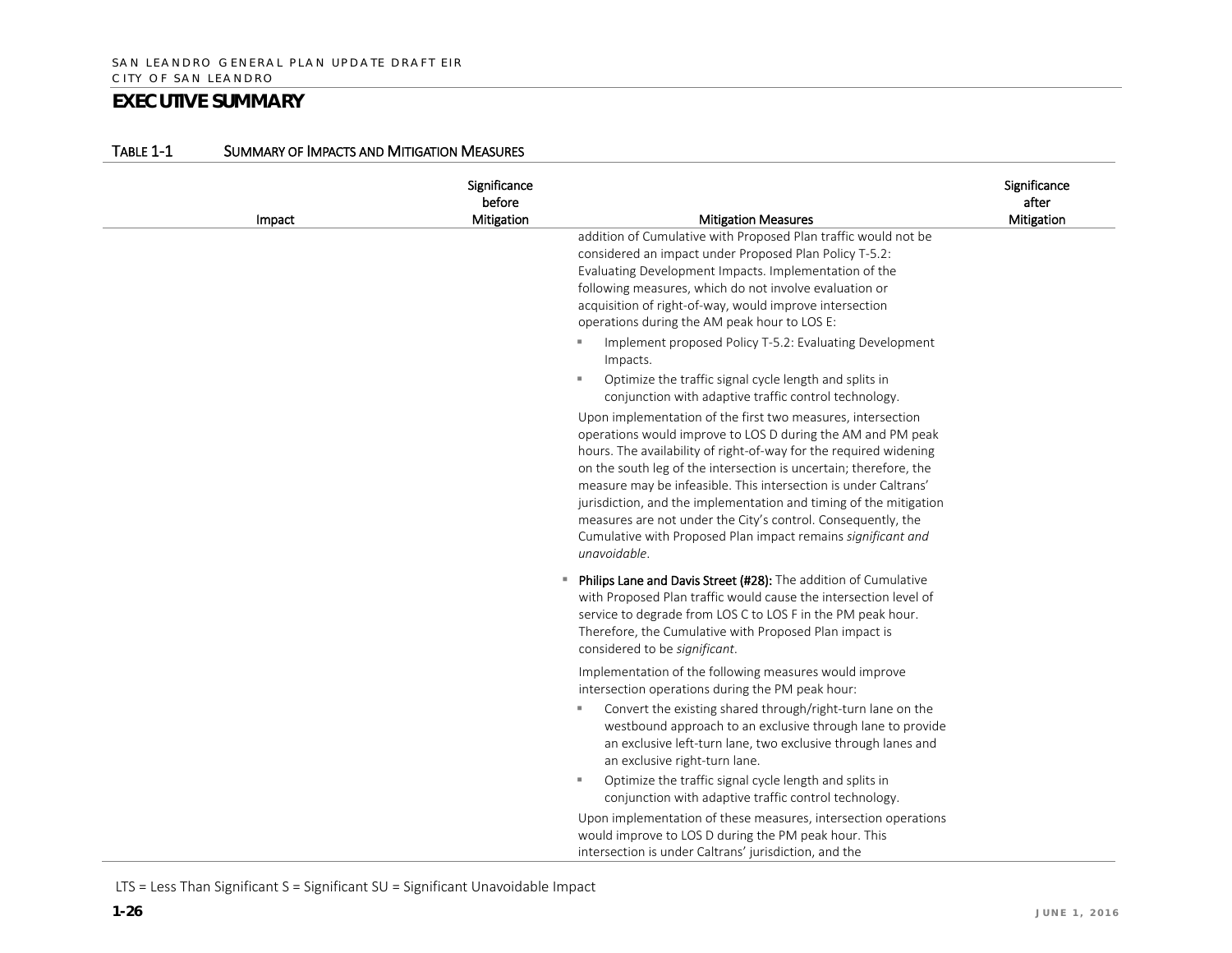# EXECUTIVE SUMMARY

TABLE 1-1 SUMMARY OF IMPACTS AND MITIGATION MEASURES

| Impact | Significance before Mitigation | Mitigation Measures | Significance after Mitigation |
|---|---|---|---|
| | | addition of Cumulative with Proposed Plan traffic would not be considered an impact under Proposed Plan Policy T-5.2: Evaluating Development Impacts. Implementation of the following measures, which do not involve evaluation or acquisition of right-of-way, would improve intersection operations during the AM peak hour to LOS E:<br>▪ Implement proposed Policy T-5.2: Evaluating Development Impacts.<br>▪ Optimize the traffic signal cycle length and splits in conjunction with adaptive traffic control technology.<br>Upon implementation of the first two measures, intersection operations would improve to LOS D during the AM and PM peak hours. The availability of right-of-way for the required widening on the south leg of the intersection is uncertain; therefore, the measure may be infeasible. This intersection is under Caltrans' jurisdiction, and the implementation and timing of the mitigation measures are not under the City's control. Consequently, the Cumulative with Proposed Plan impact remains *significant and unavoidable*.<br>▪ **Philips Lane and Davis Street (#28):** The addition of Cumulative with Proposed Plan traffic would cause the intersection level of service to degrade from LOS C to LOS F in the PM peak hour. Therefore, the Cumulative with Proposed Plan impact is considered to be *significant*.<br>Implementation of the following measures would improve intersection operations during the PM peak hour:<br>▪ Convert the existing shared through/right-turn lane on the westbound approach to an exclusive through lane to provide an exclusive left-turn lane, two exclusive through lanes and an exclusive right-turn lane.<br>▪ Optimize the traffic signal cycle length and splits in conjunction with adaptive traffic control technology.<br>Upon implementation of these measures, intersection operations would improve to LOS D during the PM peak hour. This intersection is under Caltrans' jurisdiction, and the | |

LTS = Less Than Significant S = Significant SU = Significant Unavoidable Impact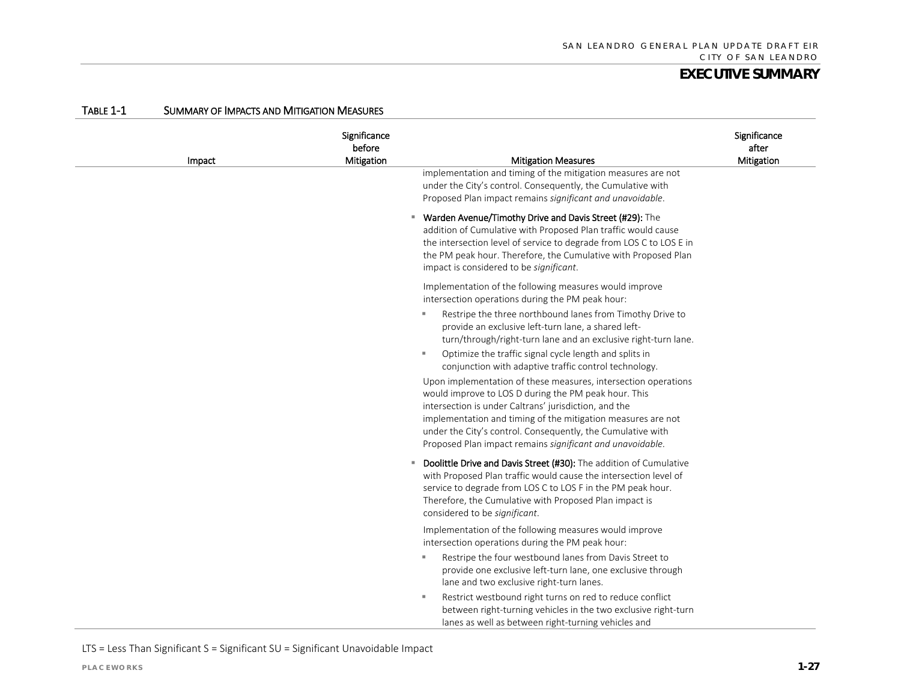**TABLE 1-1 SUMMARY OF IMPACTS AND MITIGATION MEASURES**

| Impact | Significance before Mitigation | Mitigation Measures | Significance after Mitigation |
|---|---|---|---|
| | | implementation and timing of the mitigation measures are not under the City's control. Consequently, the Cumulative with Proposed Plan impact remains *significant and unavoidable*.<br><br>▪ **Warden Avenue/Timothy Drive and Davis Street (#29):** The addition of Cumulative with Proposed Plan traffic would cause the intersection level of service to degrade from LOS C to LOS E in the PM peak hour. Therefore, the Cumulative with Proposed Plan impact is considered to be *significant*.<br><br>Implementation of the following measures would improve intersection operations during the PM peak hour:<br>▪ Restripe the three northbound lanes from Timothy Drive to provide an exclusive left-turn lane, a shared left-turn/through/right-turn lane and an exclusive right-turn lane.<br>▪ Optimize the traffic signal cycle length and splits in conjunction with adaptive traffic control technology.<br><br>Upon implementation of these measures, intersection operations would improve to LOS D during the PM peak hour. This intersection is under Caltrans' jurisdiction, and the implementation and timing of the mitigation measures are not under the City's control. Consequently, the Cumulative with Proposed Plan impact remains *significant and unavoidable*.<br><br>▪ **Doolittle Drive and Davis Street (#30):** The addition of Cumulative with Proposed Plan traffic would cause the intersection level of service to degrade from LOS C to LOS F in the PM peak hour. Therefore, the Cumulative with Proposed Plan impact is considered to be *significant*.<br><br>Implementation of the following measures would improve intersection operations during the PM peak hour:<br>▪ Restripe the four westbound lanes from Davis Street to provide one exclusive left-turn lane, one exclusive through lane and two exclusive right-turn lanes.<br>▪ Restrict westbound right turns on red to reduce conflict between right-turning vehicles in the two exclusive right-turn lanes as well as between right-turning vehicles and | |

LTS = Less Than Significant S = Significant SU = Significant Unavoidable Impact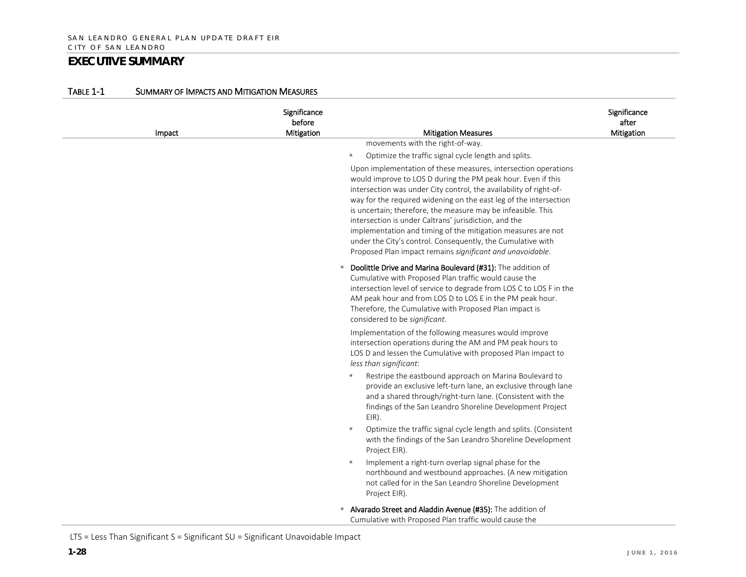## EXECUTIVE SUMMARY

TABLE 1-1 SUMMARY OF IMPACTS AND MITIGATION MEASURES

| Impact | Significance before Mitigation | Mitigation Measures | Significance after Mitigation |
|---|---|---|---|
| | | movements with the right-of-way.<br>▪ Optimize the traffic signal cycle length and splits.<br>Upon implementation of these measures, intersection operations would improve to LOS D during the PM peak hour. Even if this intersection was under City control, the availability of right-of-way for the required widening on the east leg of the intersection is uncertain; therefore, the measure may be infeasible. This intersection is under Caltrans' jurisdiction, and the implementation and timing of the mitigation measures are not under the City's control. Consequently, the Cumulative with Proposed Plan impact remains *significant and unavoidable*.<br>▪ **Doolittle Drive and Marina Boulevard (#31):** The addition of Cumulative with Proposed Plan traffic would cause the intersection level of service to degrade from LOS C to LOS F in the AM peak hour and from LOS D to LOS E in the PM peak hour. Therefore, the Cumulative with Proposed Plan impact is considered to be *significant*.<br>Implementation of the following measures would improve intersection operations during the AM and PM peak hours to LOS D and lessen the Cumulative with proposed Plan impact to *less than significant*:<br>▪ Restripe the eastbound approach on Marina Boulevard to provide an exclusive left-turn lane, an exclusive through lane and a shared through/right-turn lane. (Consistent with the findings of the San Leandro Shoreline Development Project EIR).<br>▪ Optimize the traffic signal cycle length and splits. (Consistent with the findings of the San Leandro Shoreline Development Project EIR).<br>▪ Implement a right-turn overlap signal phase for the northbound and westbound approaches. (A new mitigation not called for in the San Leandro Shoreline Development Project EIR).<br>▪ **Alvarado Street and Aladdin Avenue (#35):** The addition of Cumulative with Proposed Plan traffic would cause the | |

LTS = Less Than Significant S = Significant SU = Significant Unavoidable Impact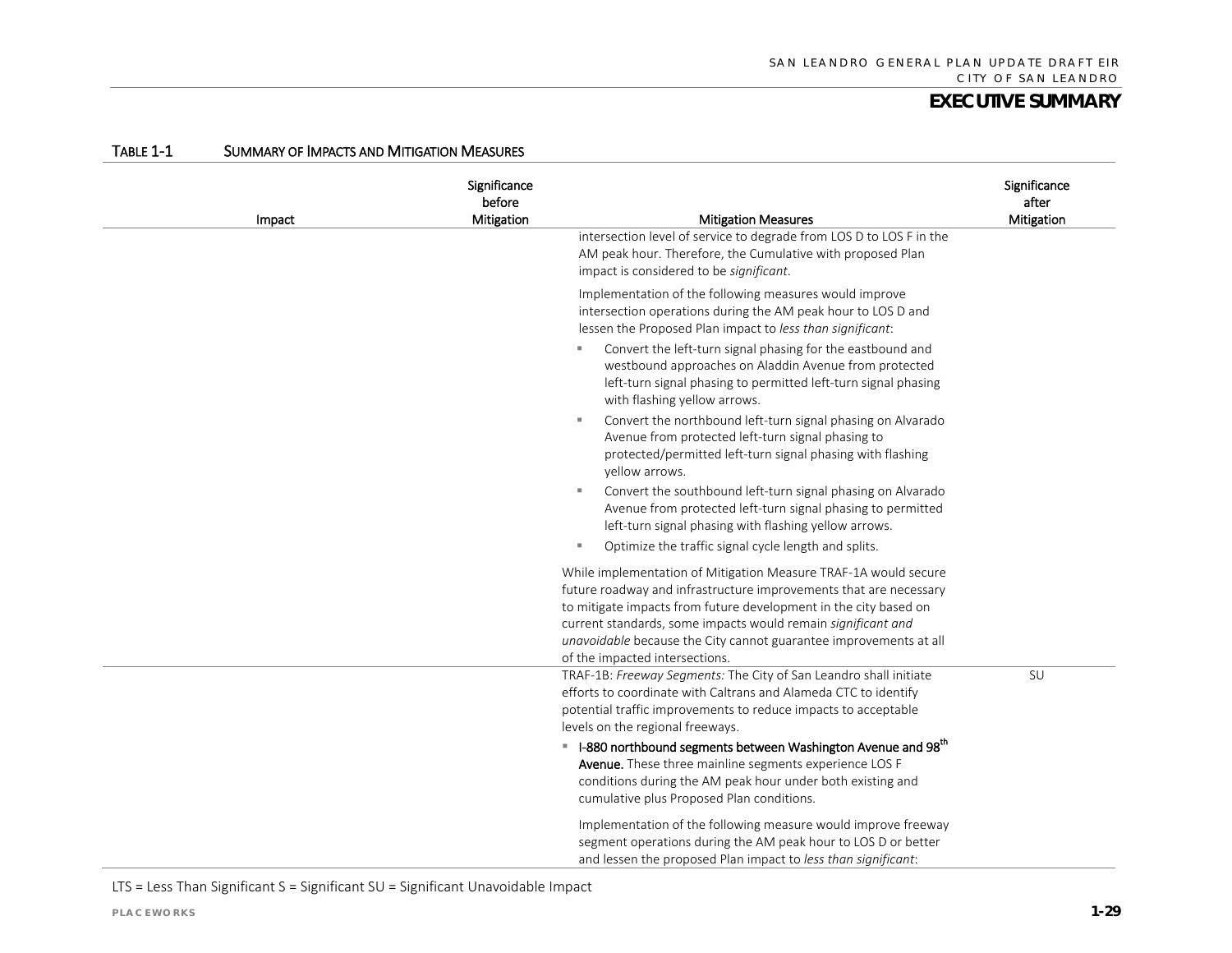**TABLE 1-1 SUMMARY OF IMPACTS AND MITIGATION MEASURES**

| Impact | Significance before Mitigation | Mitigation Measures | Significance after Mitigation |
|---|---|---|---|
| | | intersection level of service to degrade from LOS D to LOS F in the AM peak hour. Therefore, the Cumulative with proposed Plan impact is considered to be *significant*.<br><br>Implementation of the following measures would improve intersection operations during the AM peak hour to LOS D and lessen the Proposed Plan impact to *less than significant*:<br>▪ Convert the left-turn signal phasing for the eastbound and westbound approaches on Aladdin Avenue from protected left-turn signal phasing to permitted left-turn signal phasing with flashing yellow arrows.<br>▪ Convert the northbound left-turn signal phasing on Alvarado Avenue from protected left-turn signal phasing to protected/permitted left-turn signal phasing with flashing yellow arrows.<br>▪ Convert the southbound left-turn signal phasing on Alvarado Avenue from protected left-turn signal phasing to permitted left-turn signal phasing with flashing yellow arrows.<br>▪ Optimize the traffic signal cycle length and splits.<br><br>While implementation of Mitigation Measure TRAF-1A would secure future roadway and infrastructure improvements that are necessary to mitigate impacts from future development in the city based on current standards, some impacts would remain *significant and unavoidable* because the City cannot guarantee improvements at all of the impacted intersections. | |
| | | TRAF-1B: *Freeway Segments:* The City of San Leandro shall initiate efforts to coordinate with Caltrans and Alameda CTC to identify potential traffic improvements to reduce impacts to acceptable levels on the regional freeways.<br>▪ **I-880 northbound segments between Washington Avenue and 98th Avenue.** These three mainline segments experience LOS F conditions during the AM peak hour under both existing and cumulative plus Proposed Plan conditions.<br><br>Implementation of the following measure would improve freeway segment operations during the AM peak hour to LOS D or better and lessen the proposed Plan impact to *less than significant*: | SU |

LTS = Less Than Significant S = Significant SU = Significant Unavoidable Impact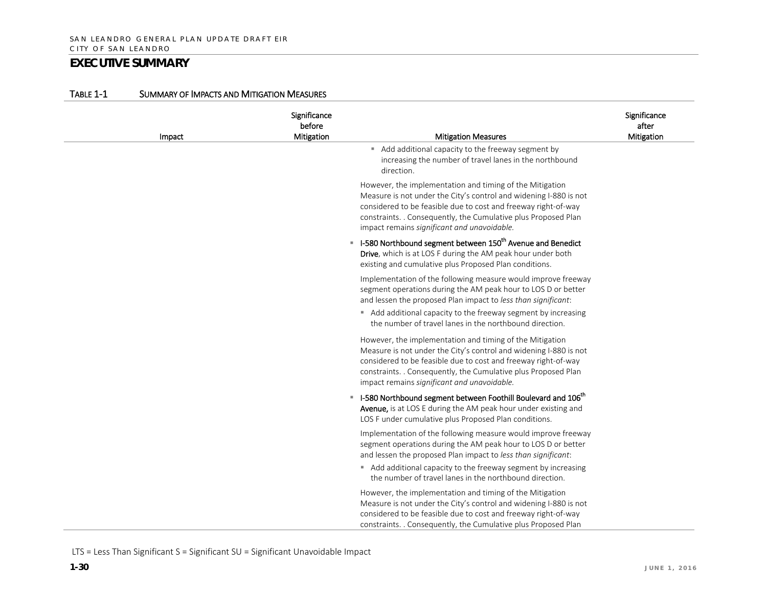## EXECUTIVE SUMMARY

TABLE 1-1 SUMMARY OF IMPACTS AND MITIGATION MEASURES

| Impact | Significance before Mitigation | Mitigation Measures | Significance after Mitigation |
|---|---|---|---|
| | | ▪ Add additional capacity to the freeway segment by increasing the number of travel lanes in the northbound direction.<br><br>However, the implementation and timing of the Mitigation Measure is not under the City's control and widening I-880 is not considered to be feasible due to cost and freeway right-of-way constraints. . Consequently, the Cumulative plus Proposed Plan impact remains *significant and unavoidable.*<br><br>▪ **I-580 Northbound segment between 150th Avenue and Benedict Drive**, which is at LOS F during the AM peak hour under both existing and cumulative plus Proposed Plan conditions.<br><br>Implementation of the following measure would improve freeway segment operations during the AM peak hour to LOS D or better and lessen the proposed Plan impact to *less than significant*:<br><br>▪ Add additional capacity to the freeway segment by increasing the number of travel lanes in the northbound direction.<br><br>However, the implementation and timing of the Mitigation Measure is not under the City's control and widening I-880 is not considered to be feasible due to cost and freeway right-of-way constraints. . Consequently, the Cumulative plus Proposed Plan impact remains *significant and unavoidable.*<br><br>▪ **I-580 Northbound segment between Foothill Boulevard and 106th Avenue,** is at LOS E during the AM peak hour under existing and LOS F under cumulative plus Proposed Plan conditions.<br><br>Implementation of the following measure would improve freeway segment operations during the AM peak hour to LOS D or better and lessen the proposed Plan impact to *less than significant*:<br><br>▪ Add additional capacity to the freeway segment by increasing the number of travel lanes in the northbound direction.<br><br>However, the implementation and timing of the Mitigation Measure is not under the City's control and widening I-880 is not considered to be feasible due to cost and freeway right-of-way constraints. . Consequently, the Cumulative plus Proposed Plan | |

LTS = Less Than Significant S = Significant SU = Significant Unavoidable Impact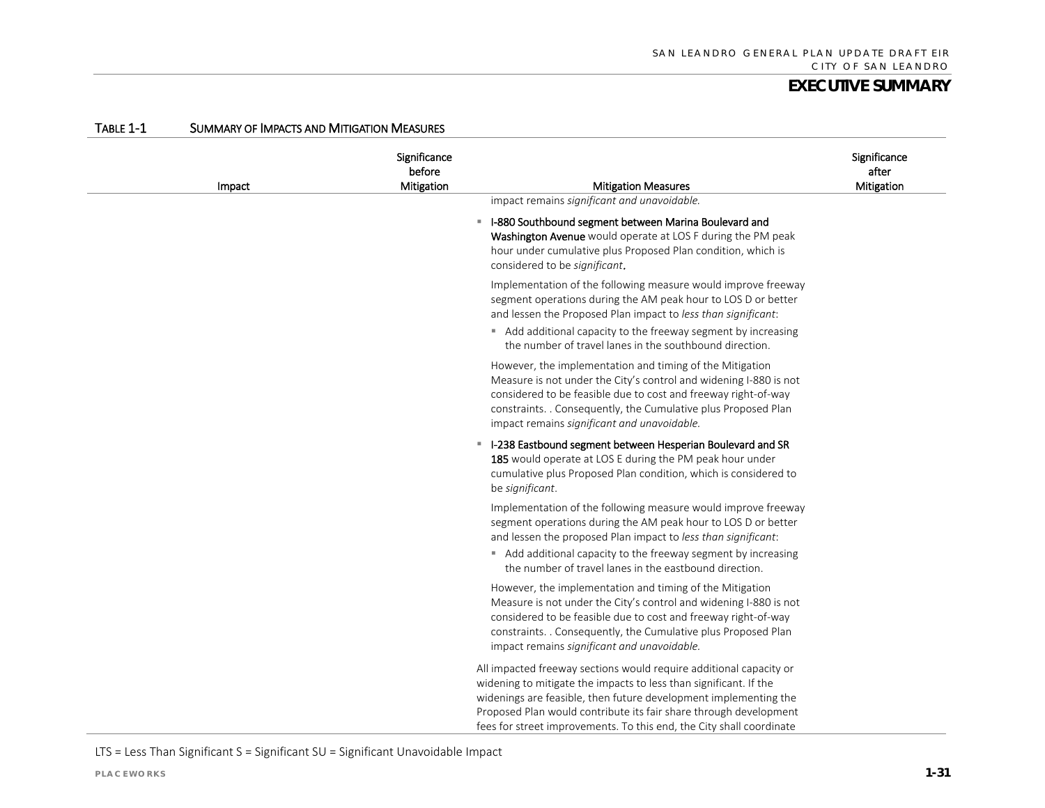TABLE 1-1 SUMMARY OF IMPACTS AND MITIGATION MEASURES

| Impact | Significance before Mitigation | Mitigation Measures | Significance after Mitigation |
|---|---|---|---|
| | | impact remains *significant and unavoidable.*<br><br>▪ **I-880 Southbound segment between Marina Boulevard and Washington Avenue** would operate at LOS F during the PM peak hour under cumulative plus Proposed Plan condition, which is considered to be *significant***.**<br><br>Implementation of the following measure would improve freeway segment operations during the AM peak hour to LOS D or better and lessen the Proposed Plan impact to *less than significant*:<br>▪ Add additional capacity to the freeway segment by increasing the number of travel lanes in the southbound direction.<br><br>However, the implementation and timing of the Mitigation Measure is not under the City's control and widening I-880 is not considered to be feasible due to cost and freeway right-of-way constraints. . Consequently, the Cumulative plus Proposed Plan impact remains *significant and unavoidable.*<br><br>▪ **I-238 Eastbound segment between Hesperian Boulevard and SR 185** would operate at LOS E during the PM peak hour under cumulative plus Proposed Plan condition, which is considered to be *significant*.<br><br>Implementation of the following measure would improve freeway segment operations during the AM peak hour to LOS D or better and lessen the proposed Plan impact to *less than significant*:<br>▪ Add additional capacity to the freeway segment by increasing the number of travel lanes in the eastbound direction.<br><br>However, the implementation and timing of the Mitigation Measure is not under the City's control and widening I-880 is not considered to be feasible due to cost and freeway right-of-way constraints. . Consequently, the Cumulative plus Proposed Plan impact remains *significant and unavoidable.*<br><br>All impacted freeway sections would require additional capacity or widening to mitigate the impacts to less than significant. If the widenings are feasible, then future development implementing the Proposed Plan would contribute its fair share through development fees for street improvements. To this end, the City shall coordinate | |

LTS = Less Than Significant S = Significant SU = Significant Unavoidable Impact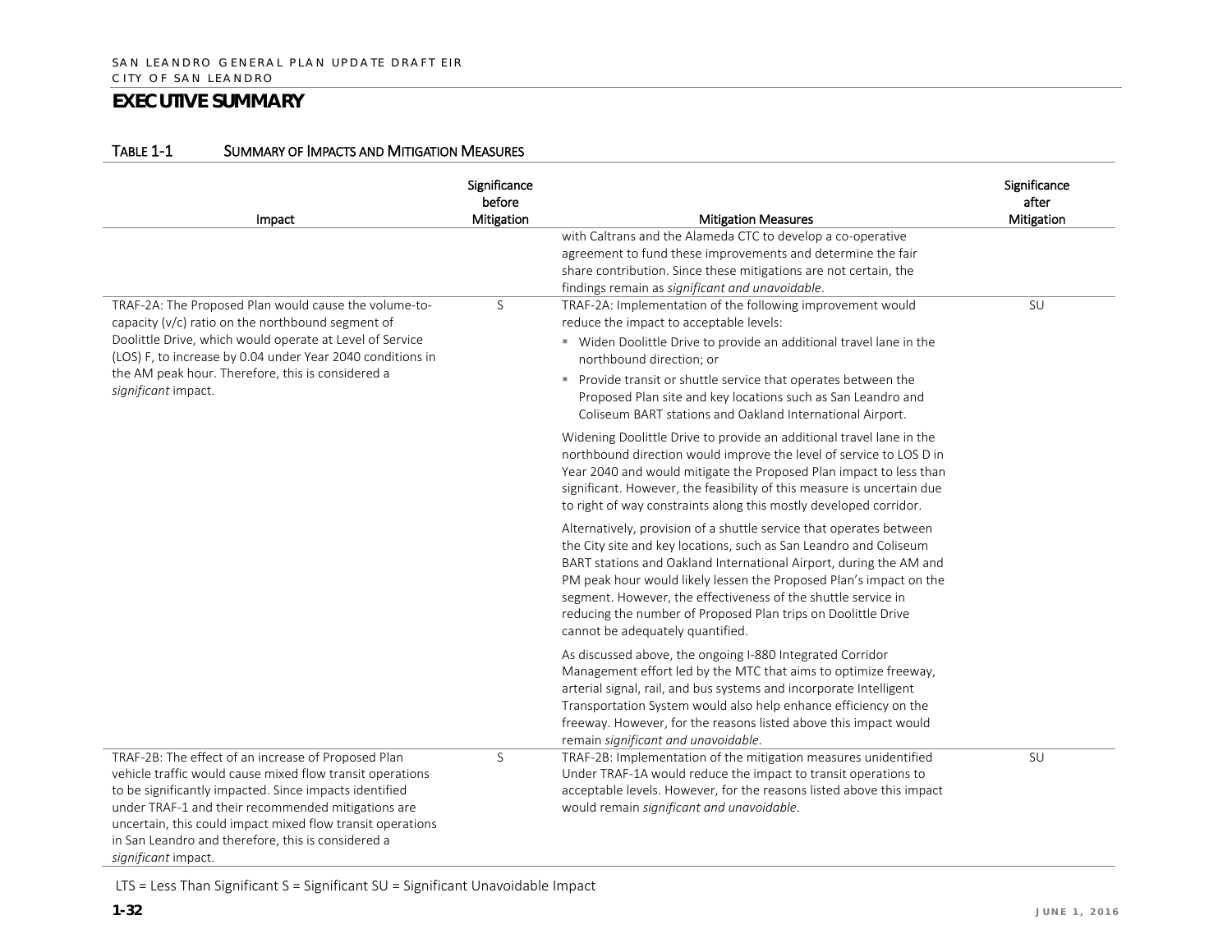## EXECUTIVE SUMMARY

TABLE 1-1 SUMMARY OF IMPACTS AND MITIGATION MEASURES

| Impact | Significance before Mitigation | Mitigation Measures | Significance after Mitigation |
|---|---|---|---|
| | | with Caltrans and the Alameda CTC to develop a co-operative agreement to fund these improvements and determine the fair share contribution. Since these mitigations are not certain, the findings remain as *significant and unavoidable*. | |
| TRAF-2A: The Proposed Plan would cause the volume-to-capacity (v/c) ratio on the northbound segment of Doolittle Drive, which would operate at Level of Service (LOS) F, to increase by 0.04 under Year 2040 conditions in the AM peak hour. Therefore, this is considered a *significant* impact. | S | TRAF-2A: Implementation of the following improvement would reduce the impact to acceptable levels:<br>▪ Widen Doolittle Drive to provide an additional travel lane in the northbound direction; or<br>▪ Provide transit or shuttle service that operates between the Proposed Plan site and key locations such as San Leandro and Coliseum BART stations and Oakland International Airport.<br><br>Widening Doolittle Drive to provide an additional travel lane in the northbound direction would improve the level of service to LOS D in Year 2040 and would mitigate the Proposed Plan impact to less than significant. However, the feasibility of this measure is uncertain due to right of way constraints along this mostly developed corridor.<br><br>Alternatively, provision of a shuttle service that operates between the City site and key locations, such as San Leandro and Coliseum BART stations and Oakland International Airport, during the AM and PM peak hour would likely lessen the Proposed Plan's impact on the segment. However, the effectiveness of the shuttle service in reducing the number of Proposed Plan trips on Doolittle Drive cannot be adequately quantified.<br><br>As discussed above, the ongoing I-880 Integrated Corridor Management effort led by the MTC that aims to optimize freeway, arterial signal, rail, and bus systems and incorporate Intelligent Transportation System would also help enhance efficiency on the freeway. However, for the reasons listed above this impact would remain *significant and unavoidable*. | SU |
| TRAF-2B: The effect of an increase of Proposed Plan vehicle traffic would cause mixed flow transit operations to be significantly impacted. Since impacts identified under TRAF-1 and their recommended mitigations are uncertain, this could impact mixed flow transit operations in San Leandro and therefore, this is considered a *significant* impact. | S | TRAF-2B: Implementation of the mitigation measures unidentified Under TRAF-1A would reduce the impact to transit operations to acceptable levels. However, for the reasons listed above this impact would remain *significant and unavoidable*. | SU |

LTS = Less Than Significant S = Significant SU = Significant Unavoidable Impact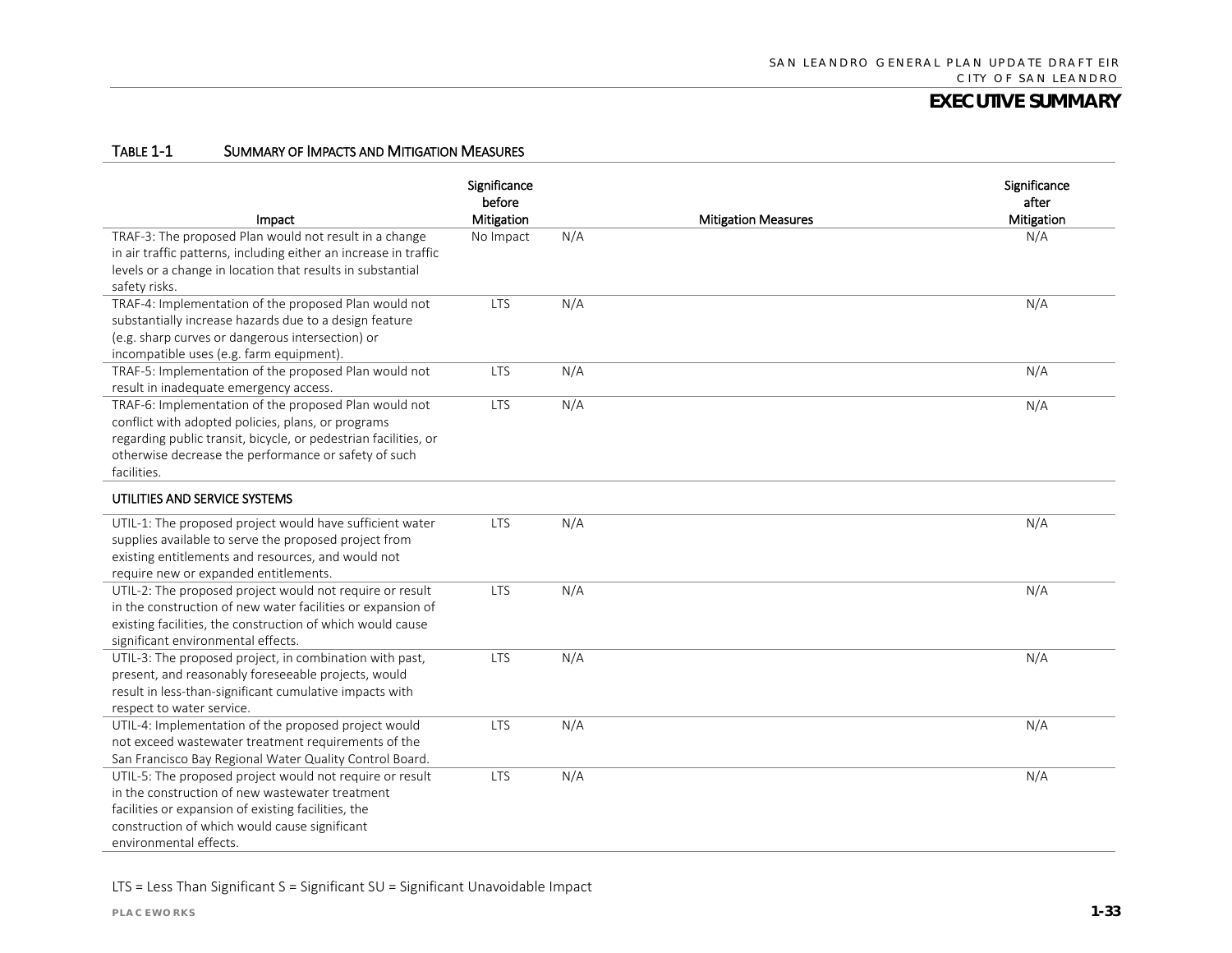**TABLE 1-1 SUMMARY OF IMPACTS AND MITIGATION MEASURES**

| Impact | Significance before Mitigation | Mitigation Measures | Significance after Mitigation |
|---|---|---|---|
| TRAF-3: The proposed Plan would not result in a change in air traffic patterns, including either an increase in traffic levels or a change in location that results in substantial safety risks. | No Impact | N/A | N/A |
| TRAF-4: Implementation of the proposed Plan would not substantially increase hazards due to a design feature (e.g. sharp curves or dangerous intersection) or incompatible uses (e.g. farm equipment). | LTS | N/A | N/A |
| TRAF-5: Implementation of the proposed Plan would not result in inadequate emergency access. | LTS | N/A | N/A |
| TRAF-6: Implementation of the proposed Plan would not conflict with adopted policies, plans, or programs regarding public transit, bicycle, or pedestrian facilities, or otherwise decrease the performance or safety of such facilities. | LTS | N/A | N/A |
| **UTILITIES AND SERVICE SYSTEMS** | | | |
| UTIL-1: The proposed project would have sufficient water supplies available to serve the proposed project from existing entitlements and resources, and would not require new or expanded entitlements. | LTS | N/A | N/A |
| UTIL-2: The proposed project would not require or result in the construction of new water facilities or expansion of existing facilities, the construction of which would cause significant environmental effects. | LTS | N/A | N/A |
| UTIL-3: The proposed project, in combination with past, present, and reasonably foreseeable projects, would result in less-than-significant cumulative impacts with respect to water service. | LTS | N/A | N/A |
| UTIL-4: Implementation of the proposed project would not exceed wastewater treatment requirements of the San Francisco Bay Regional Water Quality Control Board. | LTS | N/A | N/A |
| UTIL-5: The proposed project would not require or result in the construction of new wastewater treatment facilities or expansion of existing facilities, the construction of which would cause significant environmental effects. | LTS | N/A | N/A |

LTS = Less Than Significant S = Significant SU = Significant Unavoidable Impact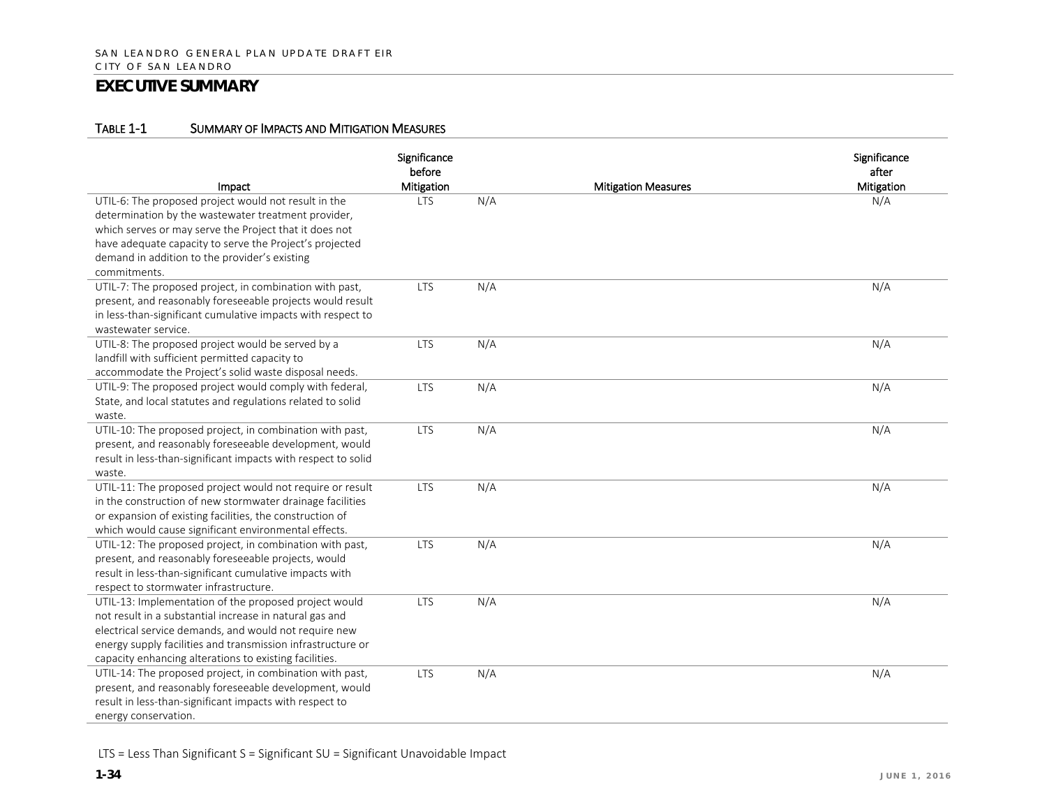## EXECUTIVE SUMMARY

TABLE 1-1 SUMMARY OF IMPACTS AND MITIGATION MEASURES

| Impact | Significance before Mitigation | Mitigation Measures | Significance after Mitigation |
|---|---|---|---|
| UTIL-6: The proposed project would not result in the determination by the wastewater treatment provider, which serves or may serve the Project that it does not have adequate capacity to serve the Project's projected demand in addition to the provider's existing commitments. | LTS | N/A | N/A |
| UTIL-7: The proposed project, in combination with past, present, and reasonably foreseeable projects would result in less-than-significant cumulative impacts with respect to wastewater service. | LTS | N/A | N/A |
| UTIL-8: The proposed project would be served by a landfill with sufficient permitted capacity to accommodate the Project's solid waste disposal needs. | LTS | N/A | N/A |
| UTIL-9: The proposed project would comply with federal, State, and local statutes and regulations related to solid waste. | LTS | N/A | N/A |
| UTIL-10: The proposed project, in combination with past, present, and reasonably foreseeable development, would result in less-than-significant impacts with respect to solid waste. | LTS | N/A | N/A |
| UTIL-11: The proposed project would not require or result in the construction of new stormwater drainage facilities or expansion of existing facilities, the construction of which would cause significant environmental effects. | LTS | N/A | N/A |
| UTIL-12: The proposed project, in combination with past, present, and reasonably foreseeable projects, would result in less-than-significant cumulative impacts with respect to stormwater infrastructure. | LTS | N/A | N/A |
| UTIL-13: Implementation of the proposed project would not result in a substantial increase in natural gas and electrical service demands, and would not require new energy supply facilities and transmission infrastructure or capacity enhancing alterations to existing facilities. | LTS | N/A | N/A |
| UTIL-14: The proposed project, in combination with past, present, and reasonably foreseeable development, would result in less-than-significant impacts with respect to energy conservation. | LTS | N/A | N/A |

LTS = Less Than Significant S = Significant SU = Significant Unavoidable Impact